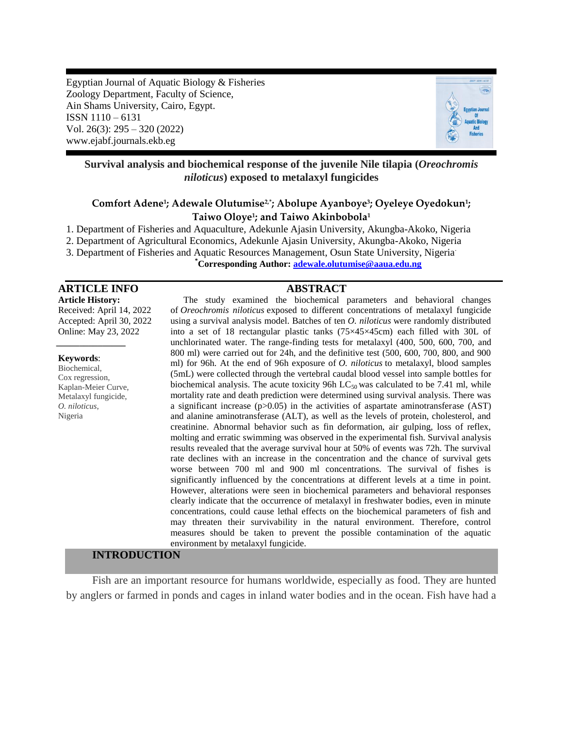Egyptian Journal of Aquatic Biology & Fisheries
Zoology Department, Faculty of Science,
Ain Shams University, Cairo, Egypt.
ISSN 1110 – 6131
Vol. 26(3): 295 – 320 (2022)
www.ejabf.journals.ekb.eg

# Survival analysis and biochemical response of the juvenile Nile tilapia (*Oreochromis niloticus*) exposed to metalaxyl fungicides

**Comfort Adene[1]; Adewale Olutumise[2,*]; Abolupe Ayanboye[3]; Oyeleye Oyedokun[1]; Taiwo Oloye[1]; and Taiwo Akinbobola[1]**

1. Department of Fisheries and Aquaculture, Adekunle Ajasin University, Akungba-Akoko, Nigeria
2. Department of Agricultural Economics, Adekunle Ajasin University, Akungba-Akoko, Nigeria
3. Department of Fisheries and Aquatic Resources Management, Osun State University, Nigeria

**[*]Corresponding Author: adewale.olutumise@aaua.edu.ng**

## ARTICLE INFO

**Article History:**
Received: April 14, 2022
Accepted: April 30, 2022
Online: May 23, 2022

**Keywords**:
Biochemical,
Cox regression,
Kaplan-Meier Curve,
Metalaxyl fungicide,
*O. niloticus*,
Nigeria

## ABSTRACT

The study examined the biochemical parameters and behavioral changes of *Oreochromis niloticus* exposed to different concentrations of metalaxyl fungicide using a survival analysis model. Batches of ten *O. niloticus* were randomly distributed into a set of 18 rectangular plastic tanks (75×45×45cm) each filled with 30L of unchlorinated water. The range-finding tests for metalaxyl (400, 500, 600, 700, and 800 ml) were carried out for 24h, and the definitive test (500, 600, 700, 800, and 900 ml) for 96h. At the end of 96h exposure of *O. niloticus* to metalaxyl, blood samples (5mL) were collected through the vertebral caudal blood vessel into sample bottles for biochemical analysis. The acute toxicity 96h $LC_{50}$ was calculated to be 7.41 ml, while mortality rate and death prediction were determined using survival analysis. There was a significant increase ($p>0.05$) in the activities of aspartate aminotransferase (AST) and alanine aminotransferase (ALT), as well as the levels of protein, cholesterol, and creatinine. Abnormal behavior such as fin deformation, air gulping, loss of reflex, molting and erratic swimming was observed in the experimental fish. Survival analysis results revealed that the average survival hour at 50% of events was 72h. The survival rate declines with an increase in the concentration and the chance of survival gets worse between 700 ml and 900 ml concentrations. The survival of fishes is significantly influenced by the concentrations at different levels at a time in point. However, alterations were seen in biochemical parameters and behavioral responses clearly indicate that the occurrence of metalaxyl in freshwater bodies, even in minute concentrations, could cause lethal effects on the biochemical parameters of fish and may threaten their survivability in the natural environment. Therefore, control measures should be taken to prevent the possible contamination of the aquatic environment by metalaxyl fungicide.

## INTRODUCTION

Fish are an important resource for humans worldwide, especially as food. They are hunted by anglers or farmed in ponds and cages in inland water bodies and in the ocean. Fish have had a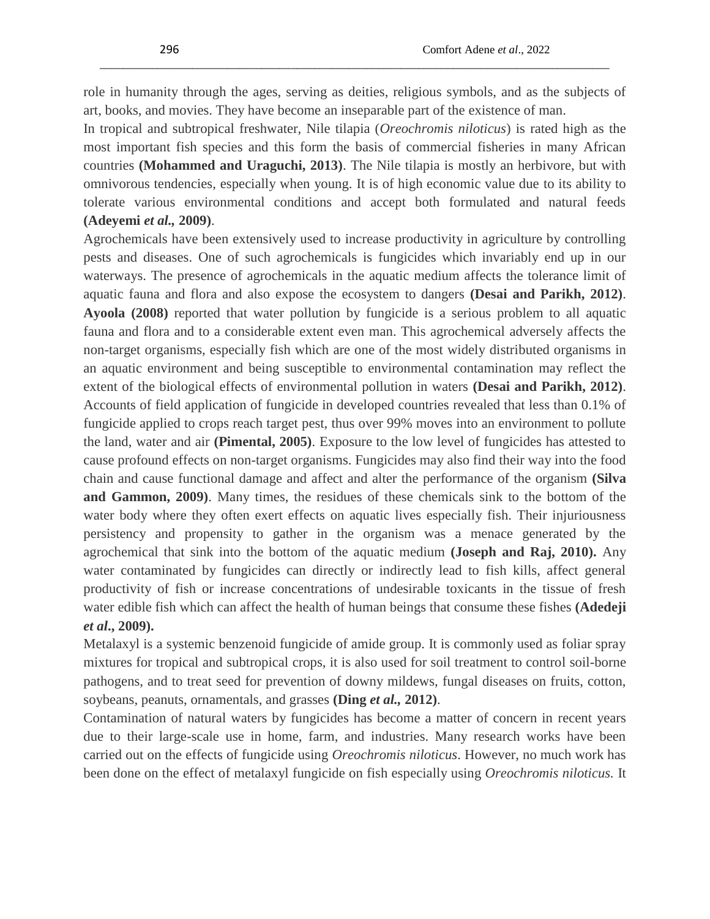role in humanity through the ages, serving as deities, religious symbols, and as the subjects of art, books, and movies. They have become an inseparable part of the existence of man.

In tropical and subtropical freshwater, Nile tilapia (*Oreochromis niloticus*) is rated high as the most important fish species and this form the basis of commercial fisheries in many African countries **(Mohammed and Uraguchi, 2013)**. The Nile tilapia is mostly an herbivore, but with omnivorous tendencies, especially when young. It is of high economic value due to its ability to tolerate various environmental conditions and accept both formulated and natural feeds **(Adeyemi *et al.,* 2009)**.

Agrochemicals have been extensively used to increase productivity in agriculture by controlling pests and diseases. One of such agrochemicals is fungicides which invariably end up in our waterways. The presence of agrochemicals in the aquatic medium affects the tolerance limit of aquatic fauna and flora and also expose the ecosystem to dangers **(Desai and Parikh, 2012)**. **Ayoola (2008)** reported that water pollution by fungicide is a serious problem to all aquatic fauna and flora and to a considerable extent even man. This agrochemical adversely affects the non-target organisms, especially fish which are one of the most widely distributed organisms in an aquatic environment and being susceptible to environmental contamination may reflect the extent of the biological effects of environmental pollution in waters **(Desai and Parikh, 2012)**. Accounts of field application of fungicide in developed countries revealed that less than 0.1% of fungicide applied to crops reach target pest, thus over 99% moves into an environment to pollute the land, water and air **(Pimental, 2005)**. Exposure to the low level of fungicides has attested to cause profound effects on non-target organisms. Fungicides may also find their way into the food chain and cause functional damage and affect and alter the performance of the organism **(Silva and Gammon, 2009)**. Many times, the residues of these chemicals sink to the bottom of the water body where they often exert effects on aquatic lives especially fish. Their injuriousness persistency and propensity to gather in the organism was a menace generated by the agrochemical that sink into the bottom of the aquatic medium **(Joseph and Raj, 2010).** Any water contaminated by fungicides can directly or indirectly lead to fish kills, affect general productivity of fish or increase concentrations of undesirable toxicants in the tissue of fresh water edible fish which can affect the health of human beings that consume these fishes **(Adedeji *et al*., 2009).**

Metalaxyl is a systemic benzenoid fungicide of amide group. It is commonly used as foliar spray mixtures for tropical and subtropical crops, it is also used for soil treatment to control soil-borne pathogens, and to treat seed for prevention of downy mildews, fungal diseases on fruits, cotton, soybeans, peanuts, ornamentals, and grasses **(Ding *et al.,* 2012)**.

Contamination of natural waters by fungicides has become a matter of concern in recent years due to their large-scale use in home, farm, and industries. Many research works have been carried out on the effects of fungicide using *Oreochromis niloticus*. However, no much work has been done on the effect of metalaxyl fungicide on fish especially using *Oreochromis niloticus.* It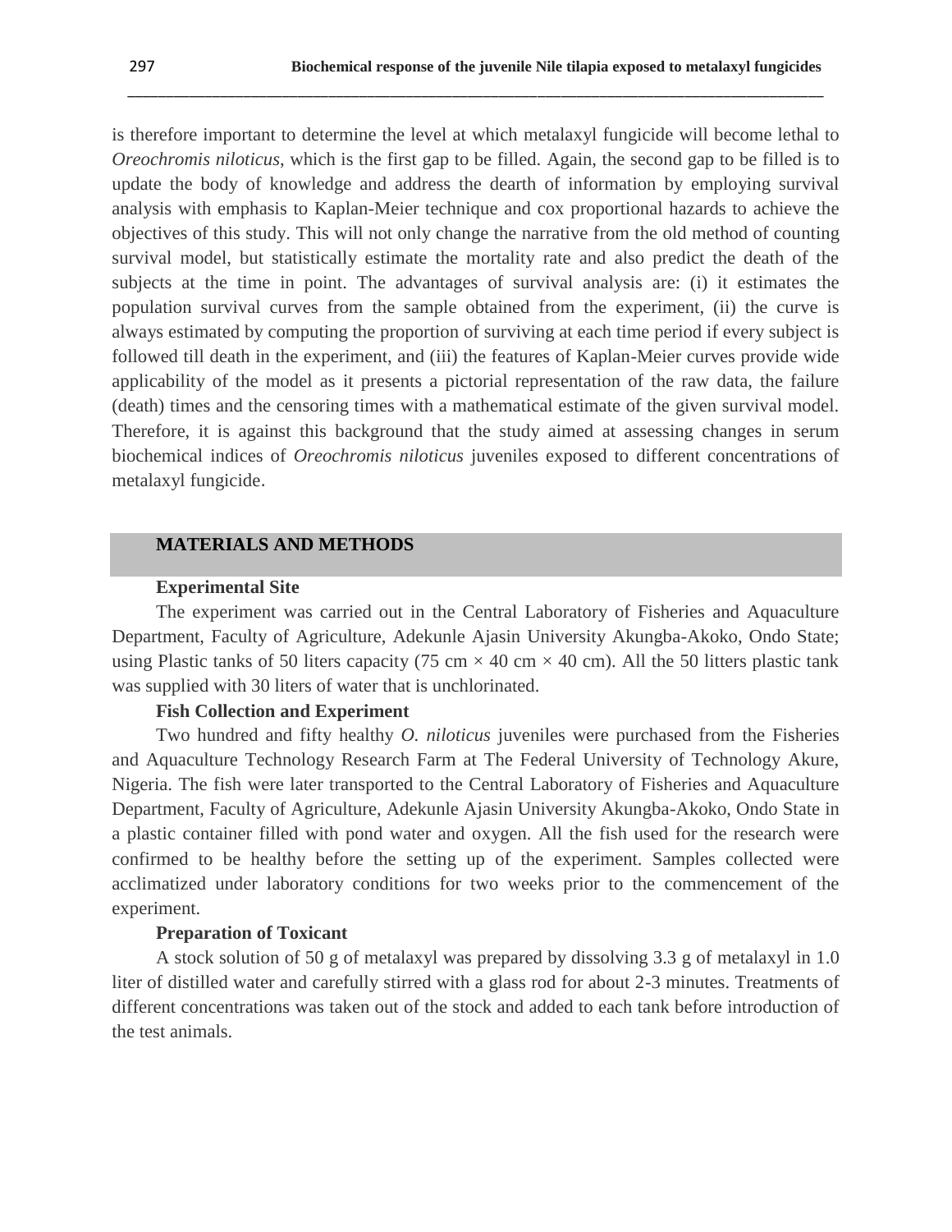is therefore important to determine the level at which metalaxyl fungicide will become lethal to *Oreochromis niloticus*, which is the first gap to be filled. Again, the second gap to be filled is to update the body of knowledge and address the dearth of information by employing survival analysis with emphasis to Kaplan-Meier technique and cox proportional hazards to achieve the objectives of this study. This will not only change the narrative from the old method of counting survival model, but statistically estimate the mortality rate and also predict the death of the subjects at the time in point. The advantages of survival analysis are: (i) it estimates the population survival curves from the sample obtained from the experiment, (ii) the curve is always estimated by computing the proportion of surviving at each time period if every subject is followed till death in the experiment, and (iii) the features of Kaplan-Meier curves provide wide applicability of the model as it presents a pictorial representation of the raw data, the failure (death) times and the censoring times with a mathematical estimate of the given survival model. Therefore, it is against this background that the study aimed at assessing changes in serum biochemical indices of *Oreochromis niloticus* juveniles exposed to different concentrations of metalaxyl fungicide.

## MATERIALS AND METHODS

### Experimental Site

The experiment was carried out in the Central Laboratory of Fisheries and Aquaculture Department, Faculty of Agriculture, Adekunle Ajasin University Akungba-Akoko, Ondo State; using Plastic tanks of 50 liters capacity (75 cm × 40 cm × 40 cm). All the 50 litters plastic tank was supplied with 30 liters of water that is unchlorinated.

### Fish Collection and Experiment

Two hundred and fifty healthy *O. niloticus* juveniles were purchased from the Fisheries and Aquaculture Technology Research Farm at The Federal University of Technology Akure, Nigeria. The fish were later transported to the Central Laboratory of Fisheries and Aquaculture Department, Faculty of Agriculture, Adekunle Ajasin University Akungba-Akoko, Ondo State in a plastic container filled with pond water and oxygen. All the fish used for the research were confirmed to be healthy before the setting up of the experiment. Samples collected were acclimatized under laboratory conditions for two weeks prior to the commencement of the experiment.

### Preparation of Toxicant

A stock solution of 50 g of metalaxyl was prepared by dissolving 3.3 g of metalaxyl in 1.0 liter of distilled water and carefully stirred with a glass rod for about 2-3 minutes. Treatments of different concentrations was taken out of the stock and added to each tank before introduction of the test animals.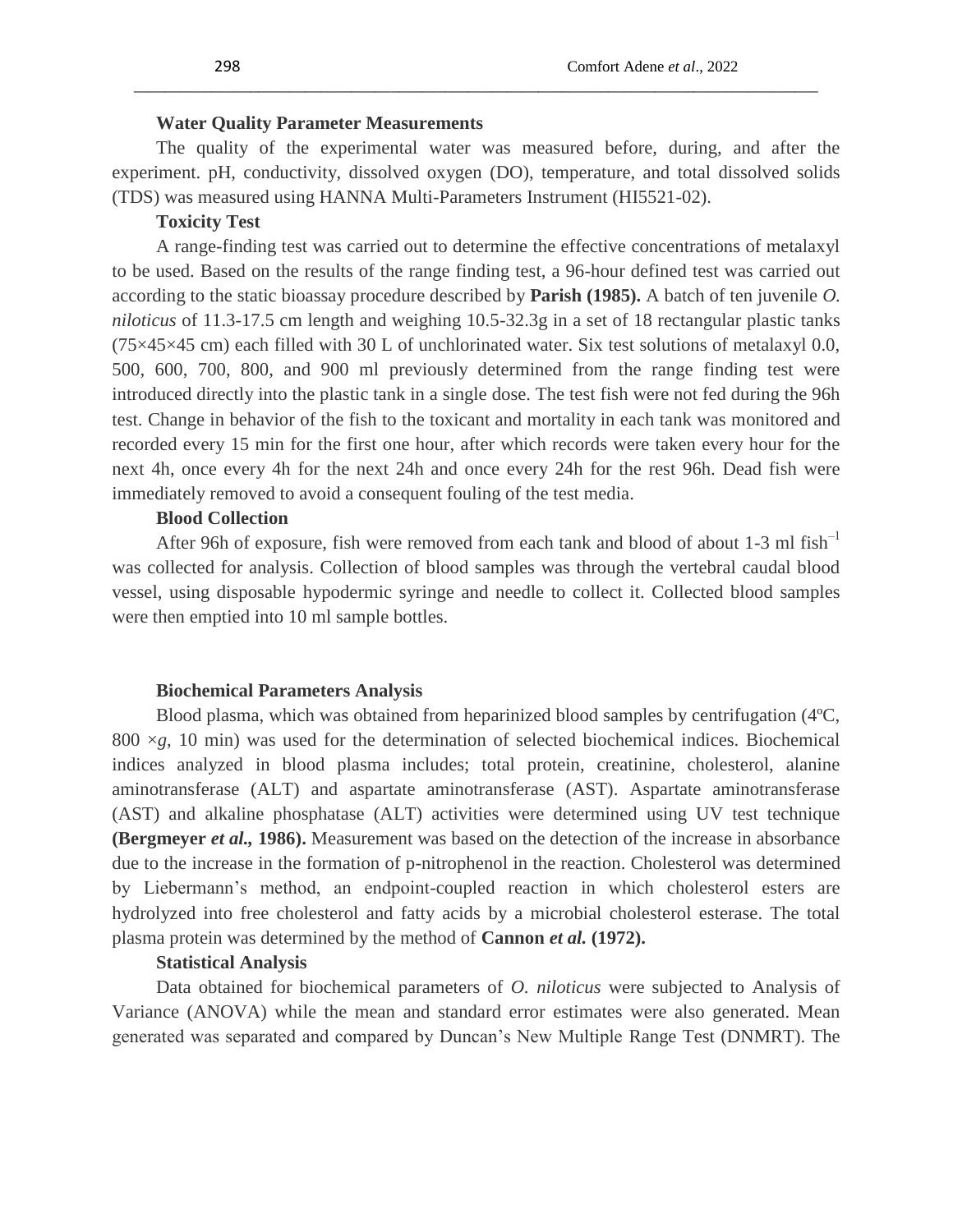### Water Quality Parameter Measurements

The quality of the experimental water was measured before, during, and after the experiment. pH, conductivity, dissolved oxygen (DO), temperature, and total dissolved solids (TDS) was measured using HANNA Multi-Parameters Instrument (HI5521-02).

### Toxicity Test

A range-finding test was carried out to determine the effective concentrations of metalaxyl to be used. Based on the results of the range finding test, a 96-hour defined test was carried out according to the static bioassay procedure described by **Parish (1985).** A batch of ten juvenile *O. niloticus* of 11.3-17.5 cm length and weighing 10.5-32.3g in a set of 18 rectangular plastic tanks (75×45×45 cm) each filled with 30 L of unchlorinated water. Six test solutions of metalaxyl 0.0, 500, 600, 700, 800, and 900 ml previously determined from the range finding test were introduced directly into the plastic tank in a single dose. The test fish were not fed during the 96h test. Change in behavior of the fish to the toxicant and mortality in each tank was monitored and recorded every 15 min for the first one hour, after which records were taken every hour for the next 4h, once every 4h for the next 24h and once every 24h for the rest 96h. Dead fish were immediately removed to avoid a consequent fouling of the test media.

### Blood Collection

After 96h of exposure, fish were removed from each tank and blood of about 1-3 ml fish$^{-1}$ was collected for analysis. Collection of blood samples was through the vertebral caudal blood vessel, using disposable hypodermic syringe and needle to collect it. Collected blood samples were then emptied into 10 ml sample bottles.

### Biochemical Parameters Analysis

Blood plasma, which was obtained from heparinized blood samples by centrifugation (4ºC, 800 ×*g*, 10 min) was used for the determination of selected biochemical indices. Biochemical indices analyzed in blood plasma includes; total protein, creatinine, cholesterol, alanine aminotransferase (ALT) and aspartate aminotransferase (AST). Aspartate aminotransferase (AST) and alkaline phosphatase (ALT) activities were determined using UV test technique **(Bergmeyer *et al.,* 1986).** Measurement was based on the detection of the increase in absorbance due to the increase in the formation of p-nitrophenol in the reaction. Cholesterol was determined by Liebermann's method, an endpoint-coupled reaction in which cholesterol esters are hydrolyzed into free cholesterol and fatty acids by a microbial cholesterol esterase. The total plasma protein was determined by the method of **Cannon *et al.* (1972).**

### Statistical Analysis

Data obtained for biochemical parameters of *O. niloticus* were subjected to Analysis of Variance (ANOVA) while the mean and standard error estimates were also generated. Mean generated was separated and compared by Duncan's New Multiple Range Test (DNMRT). The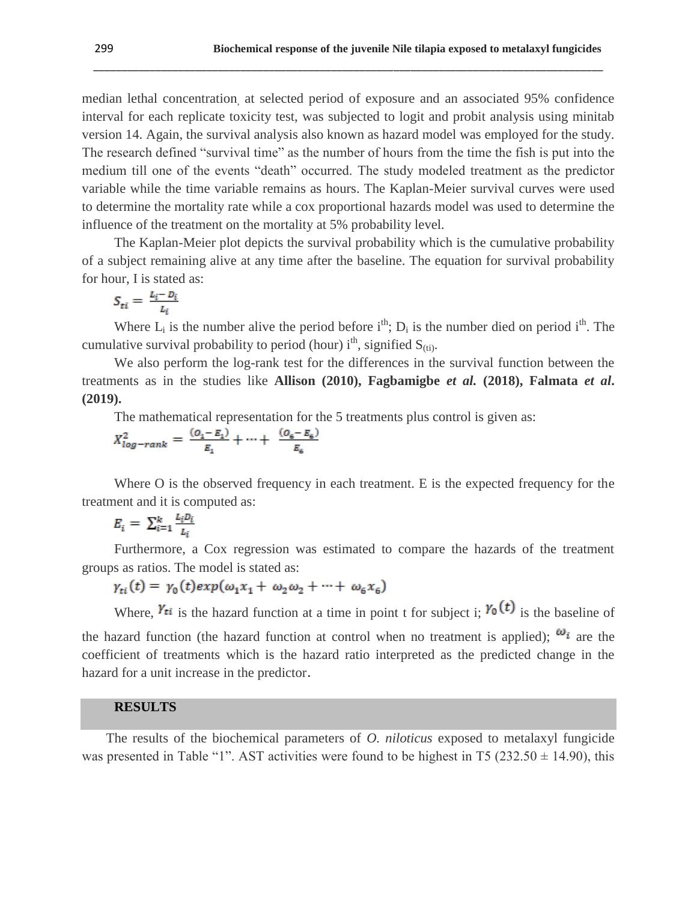median lethal concentration, at selected period of exposure and an associated 95% confidence interval for each replicate toxicity test, was subjected to logit and probit analysis using minitab version 14. Again, the survival analysis also known as hazard model was employed for the study. The research defined "survival time" as the number of hours from the time the fish is put into the medium till one of the events "death" occurred. The study modeled treatment as the predictor variable while the time variable remains as hours. The Kaplan-Meier survival curves were used to determine the mortality rate while a cox proportional hazards model was used to determine the influence of the treatment on the mortality at 5% probability level.

The Kaplan-Meier plot depicts the survival probability which is the cumulative probability of a subject remaining alive at any time after the baseline. The equation for survival probability for hour, I is stated as:

$$S_{ti} = \frac{L_i - D_i}{L_i}$$

Where $L_i$ is the number alive the period before $i^{th}$; $D_i$ is the number died on period $i^{th}$. The cumulative survival probability to period (hour) $i^{th}$, signified $S_{(ti)}$.

We also perform the log-rank test for the differences in the survival function between the treatments as in the studies like **Allison (2010), Fagbamigbe *et al.* (2018), Falmata *et al*. (2019).**

The mathematical representation for the 5 treatments plus control is given as:

$$X^2_{log-rank} = \frac{(O_1 - E_1)}{E_1} + \cdots + \frac{(O_6 - E_6)}{E_6}$$

Where O is the observed frequency in each treatment. E is the expected frequency for the treatment and it is computed as:

$$E_i = \sum_{i=1}^{k} \frac{L_i D_i}{L_i}$$

Furthermore, a Cox regression was estimated to compare the hazards of the treatment groups as ratios. The model is stated as:

$$\gamma_{ti}(t) = \gamma_0(t) exp(\omega_1 x_1 + \omega_2 \omega_2 + \cdots + \omega_6 x_6)$$

Where, $\gamma_{ti}$ is the hazard function at a time in point t for subject i; $\gamma_0(t)$ is the baseline of the hazard function (the hazard function at control when no treatment is applied); $\omega_i$ are the coefficient of treatments which is the hazard ratio interpreted as the predicted change in the hazard for a unit increase in the predictor.

## RESULTS

The results of the biochemical parameters of *O. niloticus* exposed to metalaxyl fungicide was presented in Table "1". AST activities were found to be highest in T5 (232.50 ± 14.90), this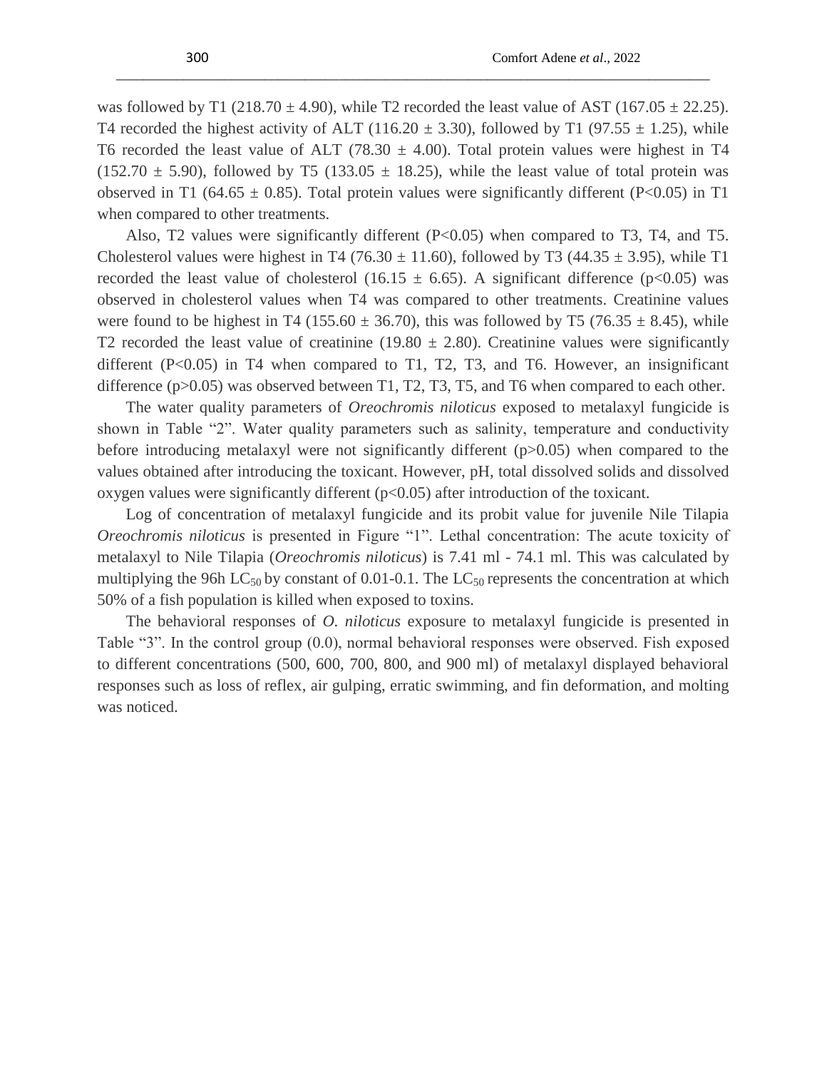was followed by T1 (218.70 ± 4.90), while T2 recorded the least value of AST (167.05 ± 22.25). T4 recorded the highest activity of ALT (116.20 ± 3.30), followed by T1 (97.55 ± 1.25), while T6 recorded the least value of ALT (78.30 ± 4.00). Total protein values were highest in T4 (152.70 ± 5.90), followed by T5 (133.05 ± 18.25), while the least value of total protein was observed in T1 (64.65 ± 0.85). Total protein values were significantly different ($P<0.05$) in T1 when compared to other treatments.

Also, T2 values were significantly different ($P<0.05$) when compared to T3, T4, and T5. Cholesterol values were highest in T4 (76.30 ± 11.60), followed by T3 (44.35 ± 3.95), while T1 recorded the least value of cholesterol (16.15 ± 6.65). A significant difference ($p<0.05$) was observed in cholesterol values when T4 was compared to other treatments. Creatinine values were found to be highest in T4 (155.60 ± 36.70), this was followed by T5 (76.35 ± 8.45), while T2 recorded the least value of creatinine (19.80 ± 2.80). Creatinine values were significantly different ($P<0.05$) in T4 when compared to T1, T2, T3, and T6. However, an insignificant difference ($p>0.05$) was observed between T1, T2, T3, T5, and T6 when compared to each other.

The water quality parameters of *Oreochromis niloticus* exposed to metalaxyl fungicide is shown in Table "2". Water quality parameters such as salinity, temperature and conductivity before introducing metalaxyl were not significantly different ($p>0.05$) when compared to the values obtained after introducing the toxicant. However, pH, total dissolved solids and dissolved oxygen values were significantly different ($p<0.05$) after introduction of the toxicant.

Log of concentration of metalaxyl fungicide and its probit value for juvenile Nile Tilapia *Oreochromis niloticus* is presented in Figure "1". Lethal concentration: The acute toxicity of metalaxyl to Nile Tilapia (*Oreochromis niloticus*) is 7.41 ml - 74.1 ml. This was calculated by multiplying the 96h $LC_{50}$ by constant of 0.01-0.1. The $LC_{50}$ represents the concentration at which 50% of a fish population is killed when exposed to toxins.

The behavioral responses of *O. niloticus* exposure to metalaxyl fungicide is presented in Table "3". In the control group (0.0), normal behavioral responses were observed. Fish exposed to different concentrations (500, 600, 700, 800, and 900 ml) of metalaxyl displayed behavioral responses such as loss of reflex, air gulping, erratic swimming, and fin deformation, and molting was noticed.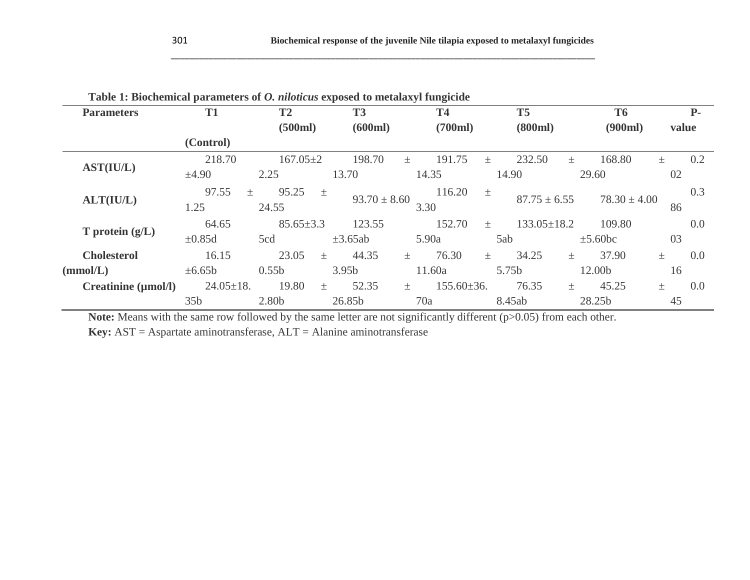**Table 1: Biochemical parameters of *O. niloticus* exposed to metalaxyl fungicide**

| Parameters | T1 (Control) | T2 (500ml) | T3 (600ml) | T4 (700ml) | T5 (800ml) | T6 (900ml) | P-value |
|---|---|---|---|---|---|---|---|
| AST(IU/L) | 218.70 ±4.90 | 167.05±22.25 | 198.70 ± 13.70 | 191.75 ± 14.35 | 232.50 ± 14.90 | 168.80 ± 29.60 | 0.202 |
| ALT(IU/L) | 97.55 ± 1.25 | 95.25 ± 24.55 | 93.70 ± 8.60 | 116.20 ± 3.30 | 87.75 ± 6.55 | 78.30 ± 4.00 | 0.386 |
| T protein (g/L) | 64.65 ±0.85d | 85.65±3.35cd | 123.55 ±3.65ab | 152.70 ± 5.90a | 133.05±18.25ab | 109.80 ±5.60bc | 0.003 |
| Cholesterol (mmol/L) | 16.15 ±6.65b | 23.05 ± 0.55b | 44.35 ± 3.95b | 76.30 ± 11.60a | 34.25 ± 5.75b | 37.90 ± 12.00b | 0.016 |
| Creatinine (µmol/l) | 24.05±18.35b | 19.80 ± 2.80b | 52.35 ± 26.85b | 155.60±36.70a | 76.35 ± 8.45ab | 45.25 ± 28.25b | 0.045 |

**Note:** Means with the same row followed by the same letter are not significantly different (p>0.05) from each other.

**Key:** AST = Aspartate aminotransferase, ALT = Alanine aminotransferase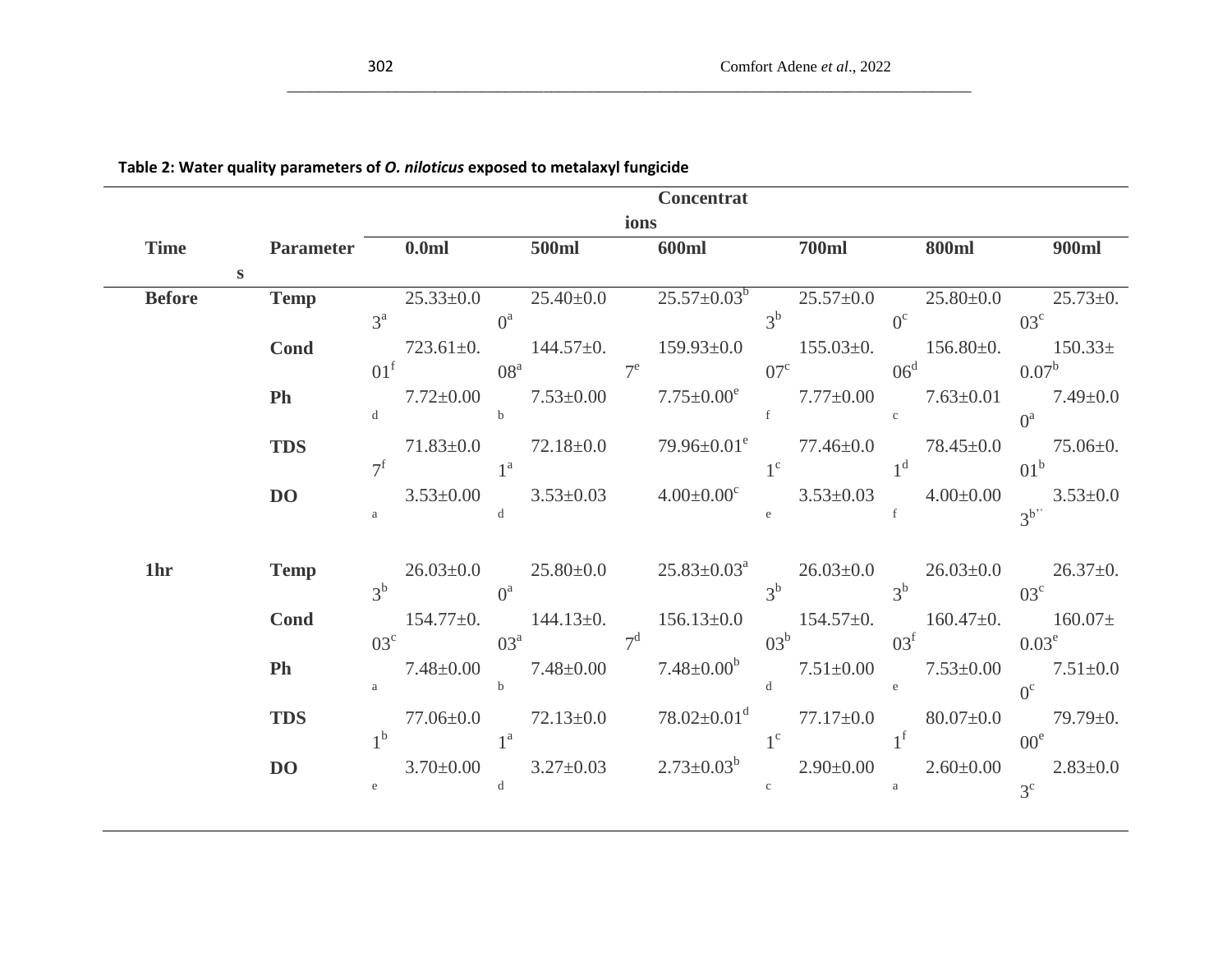**Table 2: Water quality parameters of *O. niloticus* exposed to metalaxyl fungicide**

| Times | Parameter | Concentrations | | | | | |
|---|---|---|---|---|---|---|---|
| | | 0.0ml | 500ml | 600ml | 700ml | 800ml | 900ml |
| Before | Temp | 25.33±0.03[a] | 25.40±0.00[a] | 25.57±0.03[b] | 25.57±0.03[b] | 25.80±0.00[c] | 25.73±0.03[c] |
| | Cond | 723.61±0.01[f] | 144.57±0.08[a] | 159.93±0.07[e] | 155.03±0.07[c] | 156.80±0.06[d] | 150.33±0.07[b] |
| | Ph | 7.72±0.00[d] | 7.53±0.00[b] | 7.75±0.00[e] | 7.77±0.00[f] | 7.63±0.01[c] | 7.49±0.00[a] |
| | TDS | 71.83±0.07[f] | 72.18±0.01[a] | 79.96±0.01[e] | 77.46±0.01[c] | 78.45±0.01[d] | 75.06±0.01[b] |
| | DO | 3.53±0.00[a] | 3.53±0.03[d] | 4.00±0.00[c] | 3.53±0.03[e] | 4.00±0.00[f] | 3.53±0.03[b`] |
| 1hr | Temp | 26.03±0.03[b] | 25.80±0.00[a] | 25.83±0.03[a] | 26.03±0.03[b] | 26.03±0.03[b] | 26.37±0.03[c] |
| | Cond | 154.77±0.03[c] | 144.13±0.03[a] | 156.13±0.07[d] | 154.57±0.03[b] | 160.47±0.03[f] | 160.07±0.03[e] |
| | Ph | 7.48±0.00[a] | 7.48±0.00[b] | 7.48±0.00[b] | 7.51±0.00[d] | 7.53±0.00[e] | 7.51±0.00[c] |
| | TDS | 77.06±0.01[b] | 72.13±0.01[a] | 78.02±0.01[d] | 77.17±0.01[c] | 80.07±0.01[f] | 79.79±0.00[e] |
| | DO | 3.70±0.00[e] | 3.27±0.03[d] | 2.73±0.03[b] | 2.90±0.00[c] | 2.60±0.00[a] | 2.83±0.03[c] |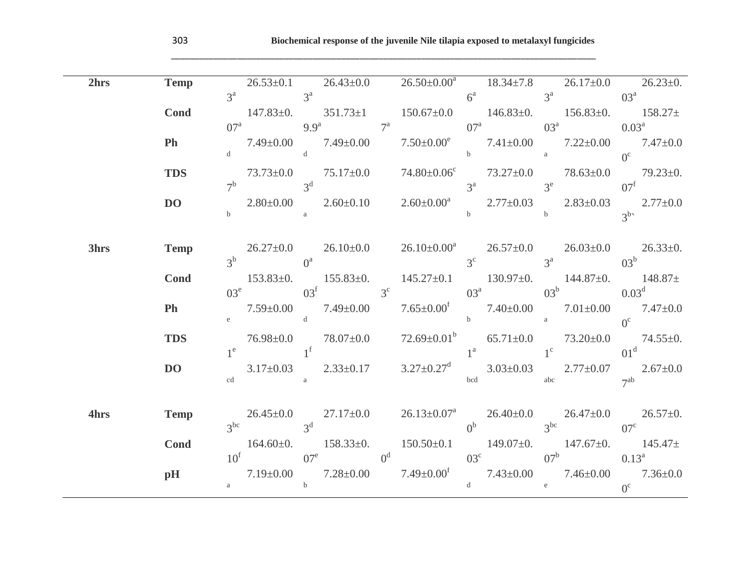| | | | | | | | |
|---|---|---|---|---|---|---|---|
| 2hrs | Temp | 26.53±0.13[a] | 26.43±0.03[a] | 26.50±0.00[a] | 18.34±7.86[a] | 26.17±0.03[a] | 26.23±0.03[a] |
| | Cond | 147.83±0.07[a] | 351.73±19.9[a] | 150.67±0.07[a] | 146.83±0.07[a] | 156.83±0.03[a] | 158.27±0.03[a] |
| | Ph | 7.49±0.00[d] | 7.49±0.00[d] | 7.50±0.00[e] | 7.41±0.00[b] | 7.22±0.00[a] | 7.47±0.00[c] |
| | TDS | 73.73±0.07[b] | 75.17±0.03[d] | 74.80±0.06[c] | 73.27±0.03[a] | 78.63±0.03[e] | 79.23±0.07[f] |
| | DO | 2.80±0.00[b] | 2.60±0.10[a] | 2.60±0.00[a] | 2.77±0.03[b] | 2.83±0.03[b] | 2.77±0.03[b`] |
| 3hrs | Temp | 26.27±0.03[b] | 26.10±0.00[a] | 26.10±0.00[a] | 26.57±0.03[c] | 26.03±0.03[a] | 26.33±0.03[b] |
| | Cond | 153.83±0.03[e] | 155.83±0.03[f] | 145.27±0.13[c] | 130.97±0.03[a] | 144.87±0.03[b] | 148.87±0.03[d] |
| | Ph | 7.59±0.00[e] | 7.49±0.00[d] | 7.65±0.00[f] | 7.40±0.00[b] | 7.01±0.00[a] | 7.47±0.00[c] |
| | TDS | 76.98±0.01[e] | 78.07±0.01[f] | 72.69±0.01[b] | 65.71±0.01[a] | 73.20±0.01[c] | 74.55±0.01[d] |
| | DO | 3.17±0.03[cd] | 2.33±0.17[a] | 3.27±0.27[d] | 3.03±0.03[bcd] | 2.77±0.07[abc] | 2.67±0.07[ab] |
| 4hrs | Temp | 26.45±0.03[bc] | 27.17±0.03[d] | 26.13±0.07[a] | 26.40±0.00[b] | 26.47±0.03[bc] | 26.57±0.07[c] |
| | Cond | 164.60±0.10[f] | 158.33±0.07[e] | 150.50±0.10[d] | 149.07±0.03[c] | 147.67±0.07[b] | 145.47±0.13[a] |
| | pH | 7.19±0.00[a] | 7.28±0.00[b] | 7.49±0.00[f] | 7.43±0.00[d] | 7.46±0.00[e] | 7.36±0.00[c] |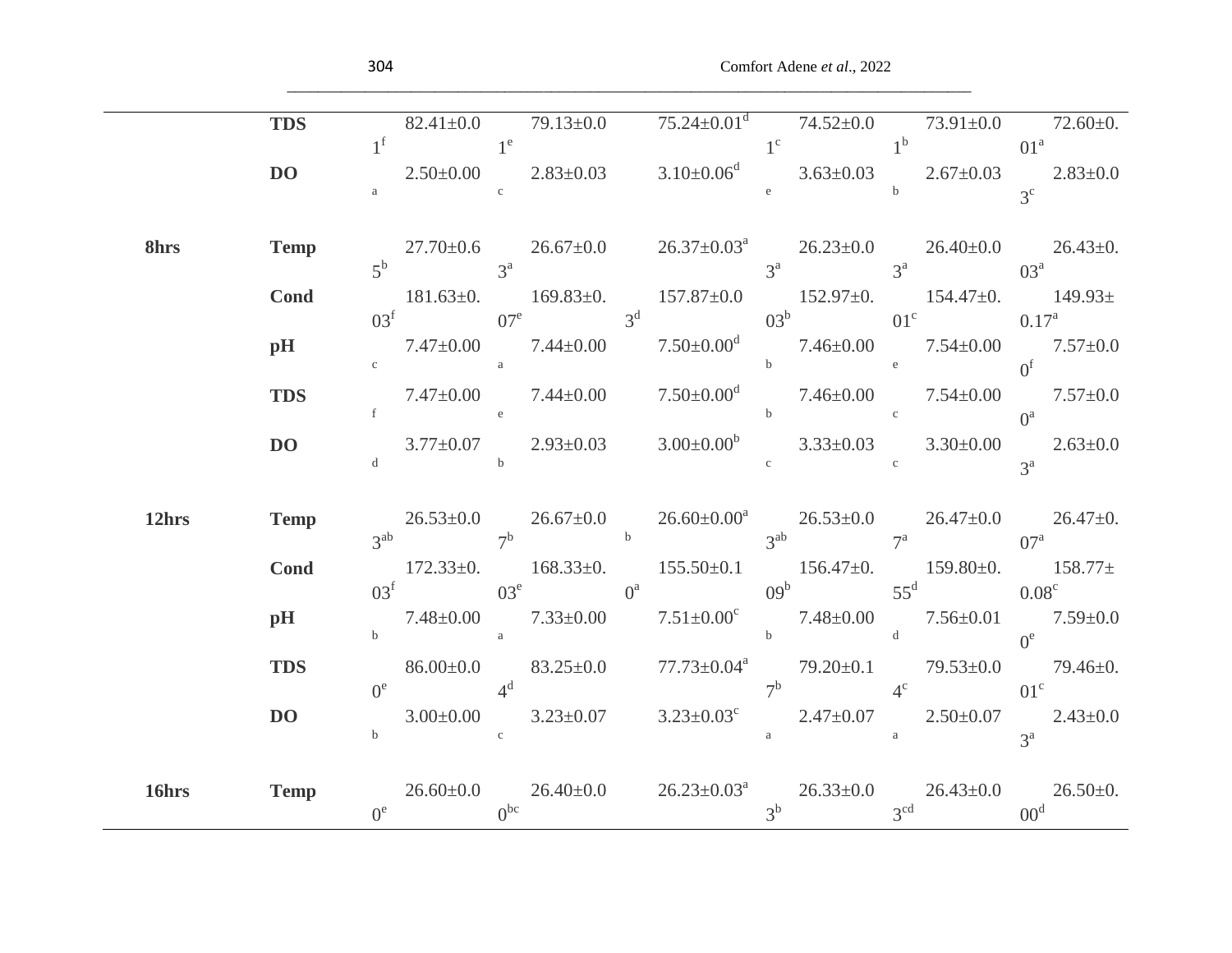|  |  |  |  |  |  |  |  |
|---|---|---|---|---|---|---|---|
|  | **TDS** | 82.41±0.01[f] | 79.13±0.01[e] | 75.24±0.01[d] | 74.52±0.01[c] | 73.91±0.01[b] | 72.60±0.01[a] |
|  | **DO** | 2.50±0.00[a] | 2.83±0.03[c] | 3.10±0.06[d] | 3.63±0.03[e] | 2.67±0.03[b] | 2.83±0.03[c] |
| **8hrs** | **Temp** | 27.70±0.65[b] | 26.67±0.03[a] | 26.37±0.03[a] | 26.23±0.03[a] | 26.40±0.03[a] | 26.43±0.03[a] |
|  | **Cond** | 181.63±0.03[f] | 169.83±0.07[e] | 157.87±0.03[d] | 152.97±0.03[b] | 154.47±0.01[c] | 149.93±0.17[a] |
|  | **pH** | 7.47±0.00[c] | 7.44±0.00[a] | 7.50±0.00[d] | 7.46±0.00[b] | 7.54±0.00[e] | 7.57±0.00[f] |
|  | **TDS** | 7.47±0.00[f] | 7.44±0.00[e] | 7.50±0.00[d] | 7.46±0.00[b] | 7.54±0.00[c] | 7.57±0.00[a] |
|  | **DO** | 3.77±0.07[d] | 2.93±0.03[b] | 3.00±0.00[b] | 3.33±0.03[c] | 3.30±0.00[c] | 2.63±0.03[a] |
| **12hrs** | **Temp** | 26.53±0.03[ab] | 26.67±0.07[b] | 26.60±0.00[a] [b] | 26.53±0.03[ab] | 26.47±0.07[a] | 26.47±0.07[a] |
|  | **Cond** | 172.33±0.03[f] | 168.33±0.03[e] | 155.50±0.10[a] | 156.47±0.09[b] | 159.80±0.55[d] | 158.77±0.08[c] |
|  | **pH** | 7.48±0.00[b] | 7.33±0.00[a] | 7.51±0.00[c] | 7.48±0.00[b] | 7.56±0.01[d] | 7.59±0.00[e] |
|  | **TDS** | 86.00±0.00[e] | 83.25±0.04[d] | 77.73±0.04[a] | 79.20±0.17[b] | 79.53±0.04[c] | 79.46±0.01[c] |
|  | **DO** | 3.00±0.00[b] | 3.23±0.07[c] | 3.23±0.03[c] | 2.47±0.07[a] | 2.50±0.07[a] | 2.43±0.03[a] |
| **16hrs** | **Temp** | 26.60±0.00[e] | 26.40±0.00[bc] | 26.23±0.03[a] | 26.33±0.03[b] | 26.43±0.03[cd] | 26.50±0.00[d] |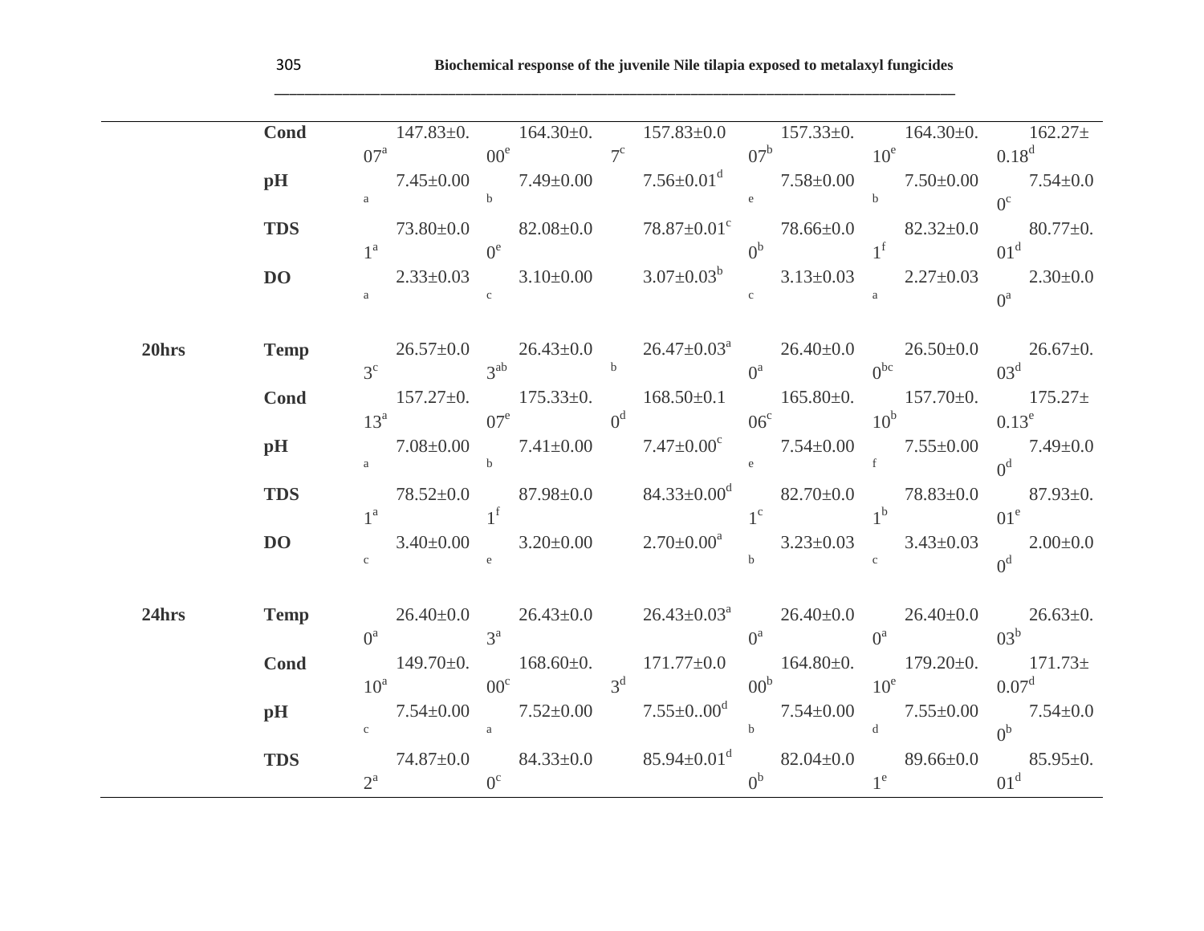| | | | | | | | |
|---|---|---|---|---|---|---|---|
| | Cond | 147.83±0.07$^{a}$ | 164.30±0.00$^{e}$ | 157.83±0.07$^{c}$ | 157.33±0.07$^{b}$ | 164.30±0.10$^{e}$ | 162.27±0.18$^{d}$ |
| | pH | 7.45±0.00$^{a}$ | 7.49±0.00$^{b}$ | 7.56±0.01$^{d}$ | 7.58±0.00$^{e}$ | 7.50±0.00$^{b}$ | 7.54±0.00$^{c}$ |
| | TDS | 73.80±0.01$^{a}$ | 82.08±0.00$^{e}$ | 78.87±0.01$^{c}$ | 78.66±0.00$^{b}$ | 82.32±0.01$^{f}$ | 80.77±0.01$^{d}$ |
| | DO | 2.33±0.03$^{a}$ | 3.10±0.00$^{c}$ | 3.07±0.03$^{b}$ | 3.13±0.03$^{c}$ | 2.27±0.03$^{a}$ | 2.30±0.00$^{a}$ |
| **20hrs** | Temp | 26.57±0.03$^{c}$ | 26.43±0.03$^{ab}$ | 26.47±0.03$^{ab}$ | 26.40±0.00$^{a}$ | 26.50±0.00$^{bc}$ | 26.67±0.03$^{d}$ |
| | Cond | 157.27±0.13$^{a}$ | 175.33±0.07$^{e}$ | 168.50±0.10$^{d}$ | 165.80±0.06$^{c}$ | 157.70±0.10$^{b}$ | 175.27±0.13$^{e}$ |
| | pH | 7.08±0.00$^{a}$ | 7.41±0.00$^{b}$ | 7.47±0.00$^{c}$ | 7.54±0.00$^{e}$ | 7.55±0.00$^{f}$ | 7.49±0.00$^{d}$ |
| | TDS | 78.52±0.01$^{a}$ | 87.98±0.01$^{f}$ | 84.33±0.00$^{d}$ | 82.70±0.01$^{c}$ | 78.83±0.01$^{b}$ | 87.93±0.01$^{e}$ |
| | DO | 3.40±0.00$^{c}$ | 3.20±0.00$^{e}$ | 2.70±0.00$^{a}$ | 3.23±0.03$^{b}$ | 3.43±0.03$^{c}$ | 2.00±0.00$^{d}$ |
| **24hrs** | Temp | 26.40±0.00$^{a}$ | 26.43±0.03$^{a}$ | 26.43±0.03$^{a}$ | 26.40±0.00$^{a}$ | 26.40±0.00$^{a}$ | 26.63±0.03$^{b}$ |
| | Cond | 149.70±0.10$^{a}$ | 168.60±0.00$^{c}$ | 171.77±0.03$^{d}$ | 164.80±0.00$^{b}$ | 179.20±0.10$^{e}$ | 171.73±0.07$^{d}$ |
| | pH | 7.54±0.00$^{c}$ | 7.52±0.00$^{a}$ | 7.55±0..00$^{d}$ | 7.54±0.00$^{b}$ | 7.55±0.00$^{d}$ | 7.54±0.00$^{b}$ |
| | TDS | 74.87±0.02$^{a}$ | 84.33±0.00$^{c}$ | 85.94±0.01$^{d}$ | 82.04±0.00$^{b}$ | 89.66±0.01$^{e}$ | 85.95±0.01$^{d}$ |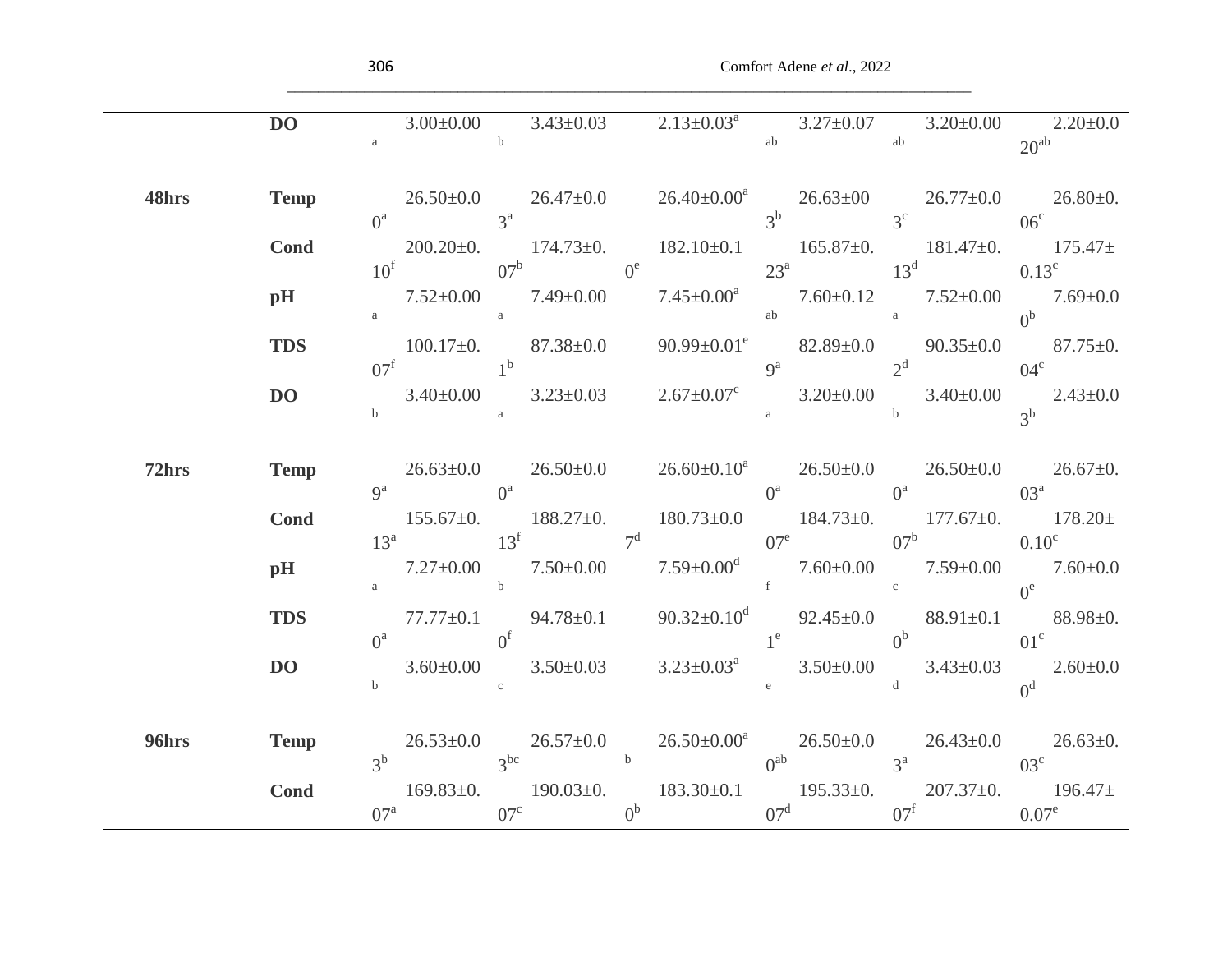| | | | | | | | |
|---|---|---|---|---|---|---|---|
| | **DO** | 3.00±0.00[a] | 3.43±0.03[b] | 2.13±0.03[a] | 3.27±0.07[ab] | 3.20±0.00[ab] | 2.20±0.020[ab] |
| **48hrs** | **Temp** | 26.50±0.00[a] | 26.47±0.03[a] | 26.40±0.00[a] | 26.63±003[b] | 26.77±0.03[c] | 26.80±0.06[c] |
| | **Cond** | 200.20±0.10[f] | 174.73±0.07[b] | 182.10±0.10[e] | 165.87±0.23[a] | 181.47±0.13[d] | 175.47±0.13[c] |
| | **pH** | 7.52±0.00[a] | 7.49±0.00[a] | 7.45±0.00[a] | 7.60±0.12[ab] | 7.52±0.00[a] | 7.69±0.00[b] |
| | **TDS** | 100.17±0.07[f] | 87.38±0.01[b] | 90.99±0.01[e] | 82.89±0.09[a] | 90.35±0.02[d] | 87.75±0.04[c] |
| | **DO** | 3.40±0.00[b] | 3.23±0.03[a] | 2.67±0.07[c] | 3.20±0.00[a] | 3.40±0.00[b] | 2.43±0.03[b] |
| **72hrs** | **Temp** | 26.63±0.09[a] | 26.50±0.00[a] | 26.60±0.10[a] | 26.50±0.00[a] | 26.50±0.00[a] | 26.67±0.03[a] |
| | **Cond** | 155.67±0.13[a] | 188.27±0.13[f] | 180.73±0.07[d] | 184.73±0.07[e] | 177.67±0.07[b] | 178.20±0.10[c] |
| | **pH** | 7.27±0.00[a] | 7.50±0.00[b] | 7.59±0.00[d] | 7.60±0.00[f] | 7.59±0.00[c] | 7.60±0.00[e] |
| | **TDS** | 77.77±0.10[a] | 94.78±0.10[f] | 90.32±0.10[d] | 92.45±0.01[e] | 88.91±0.10[b] | 88.98±0.01[c] |
| | **DO** | 3.60±0.00[b] | 3.50±0.03[c] | 3.23±0.03[a] | 3.50±0.00[e] | 3.43±0.03[d] | 2.60±0.00[d] |
| **96hrs** | **Temp** | 26.53±0.03[b] | 26.57±0.03[bc] | 26.50±0.00[a] [b] | 26.50±0.00[ab] | 26.43±0.03[a] | 26.63±0.03[c] |
| | **Cond** | 169.83±0.07[a] | 190.03±0.07[c] | 183.30±0.10[b] | 195.33±0.07[d] | 207.37±0.07[f] | 196.47±0.07[e] |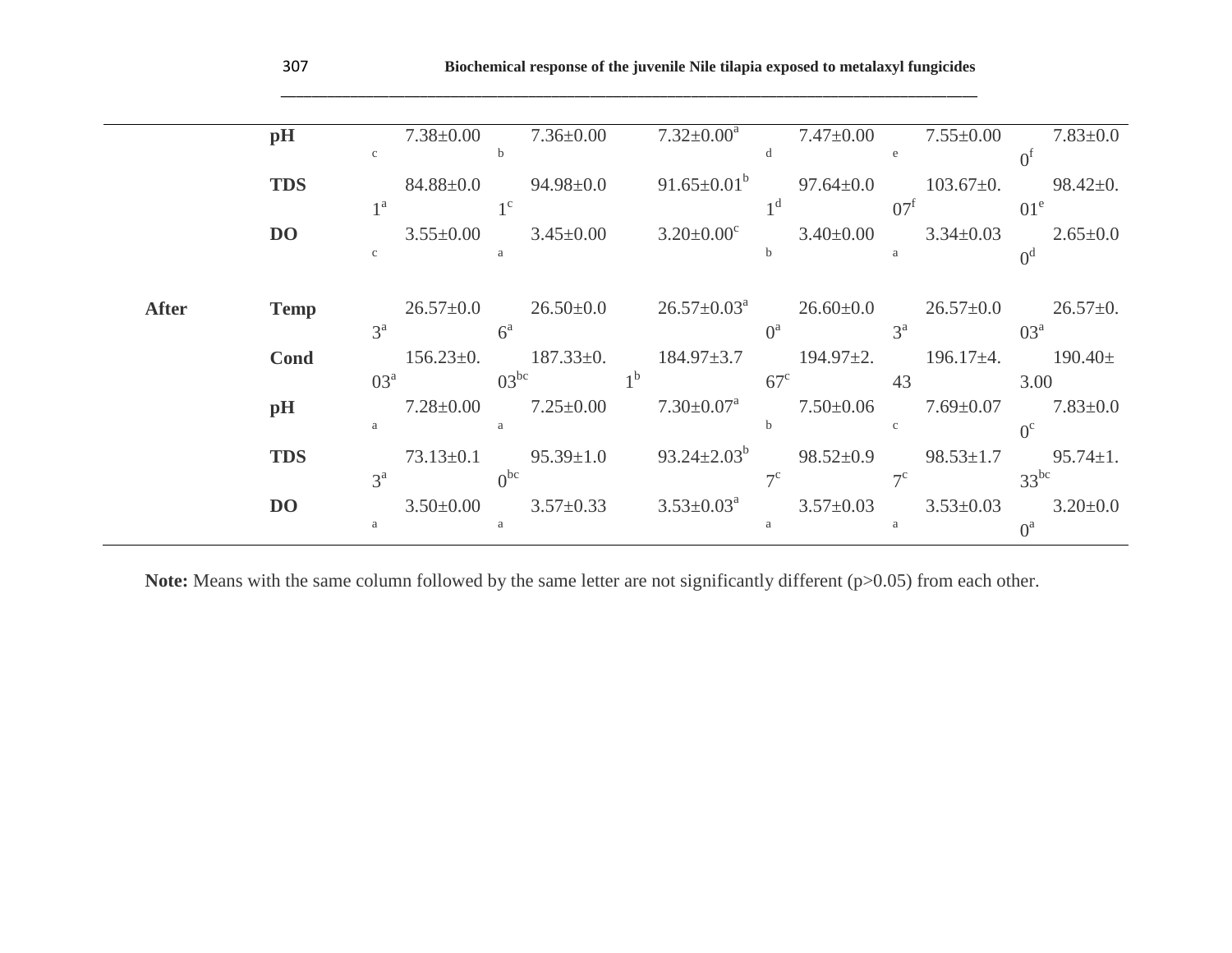| | | | | | | | |
|---|---|---|---|---|---|---|---|
| | **pH** | 7.38±0.00[c] | 7.36±0.00[b] | 7.32±0.00[a] | 7.47±0.00[d] | 7.55±0.00[e] | 7.83±0.00[f] |
| | **TDS** | 84.88±0.01[a] | 94.98±0.01[c] | 91.65±0.01[b] | 97.64±0.01[d] | 103.67±0.07[f] | 98.42±0.01[e] |
| | **DO** | 3.55±0.00[c] | 3.45±0.00[a] | 3.20±0.00[c] | 3.40±0.00[b] | 3.34±0.03[a] | 2.65±0.00[d] |
| **After** | **Temp** | 26.57±0.03[a] | 26.50±0.06[a] | 26.57±0.03[a] | 26.60±0.0[a] | 26.57±0.03[a] | 26.57±0.03[a] |
| | **Cond** | 156.23±0.03[a] | 187.33±0.03[bc] | 184.97±3.71[b] | 194.97±2.67[c] | 196.17±4.43 | 190.40±3.00 |
| | **pH** | 7.28±0.00[a] | 7.25±0.00[a] | 7.30±0.07[a] | 7.50±0.06[b] | 7.69±0.07[c] | 7.83±0.00[c] |
| | **TDS** | 73.13±0.13[a] | 95.39±1.00[bc] | 93.24±2.03[b] | 98.52±0.97[c] | 98.53±1.77[c] | 95.74±1.33[bc] |
| | **DO** | 3.50±0.00[a] | 3.57±0.33[a] | 3.53±0.03[a] | 3.57±0.03[a] | 3.53±0.03[a] | 3.20±0.00[a] |

**Note:** Means with the same column followed by the same letter are not significantly different (p>0.05) from each other.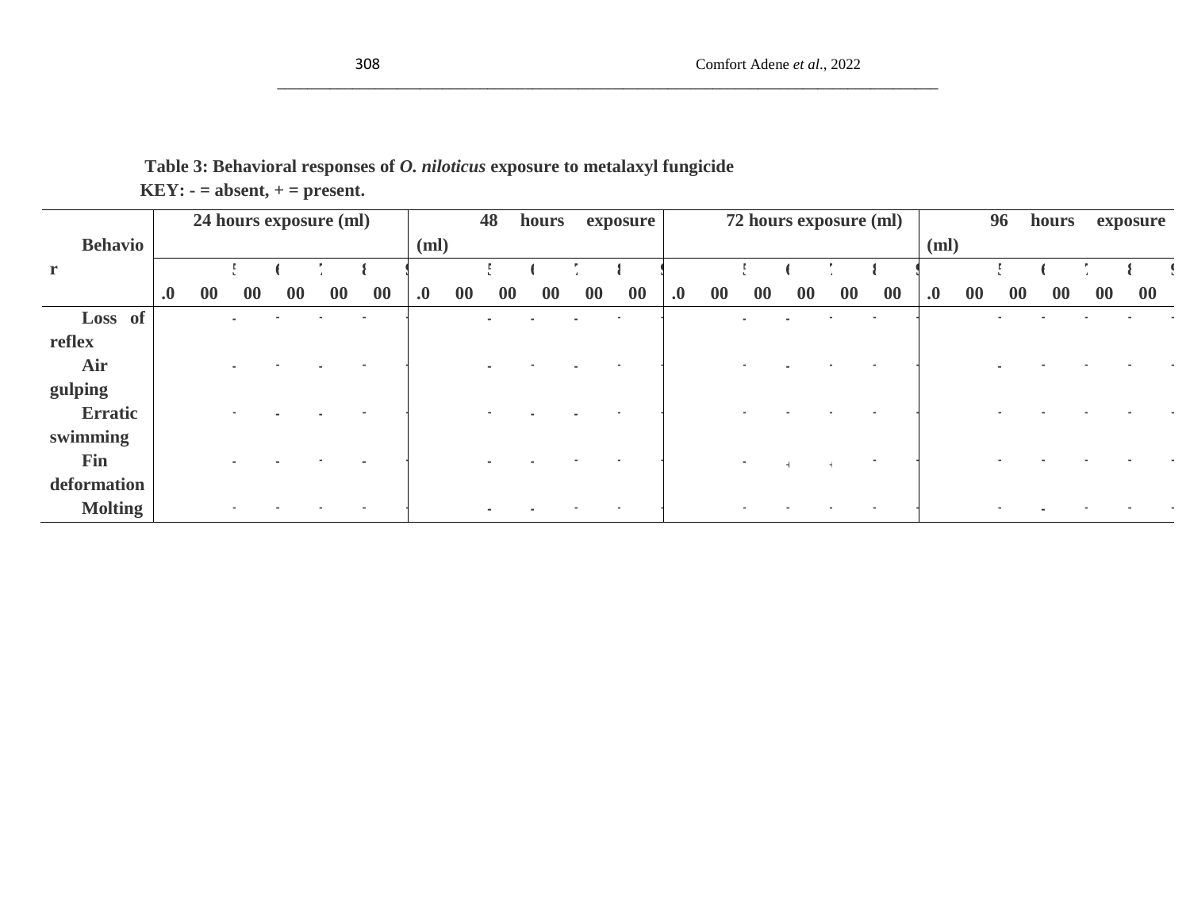**Table 3: Behavioral responses of *O. niloticus* exposure to metalaxyl fungicide**

**KEY: - = absent, + = present.**

| Behavior | 24 hours exposure (ml) | | | | | | 48 hours exposure (ml) | | | | | | 72 hours exposure (ml) | | | | | | 96 hours exposure (ml) | | | | | |
|---|---|---|---|---|---|---|---|---|---|---|---|---|---|---|---|---|---|---|---|---|---|---|---|---|
| | 0.0 | 500 | 600 | 700 | 800 | 900 | 0.0 | 500 | 600 | 700 | 800 | 900 | 0.0 | 500 | 600 | 700 | 800 | 900 | 0.0 | 500 | 600 | 700 | 800 | 900 |
| Loss of reflex | | - | - | - | - | - | | - | - | - | - | - | | - | - | - | - | - | | - | - | - | - | - |
| Air gulping | | - | - | - | - | - | | - | - | - | - | - | | - | - | - | - | - | | - | - | - | - | - |
| Erratic swimming | | - | - | - | - | - | | - | - | - | - | - | | - | - | - | - | - | | - | - | - | - | - |
| Fin deformation | | - | - | - | - | - | | - | - | - | - | - | | - | + | + | - | - | | - | - | - | - | - |
| Molting | | - | - | - | - | - | | - | - | - | - | - | | - | - | - | - | - | | - | - | - | - | - |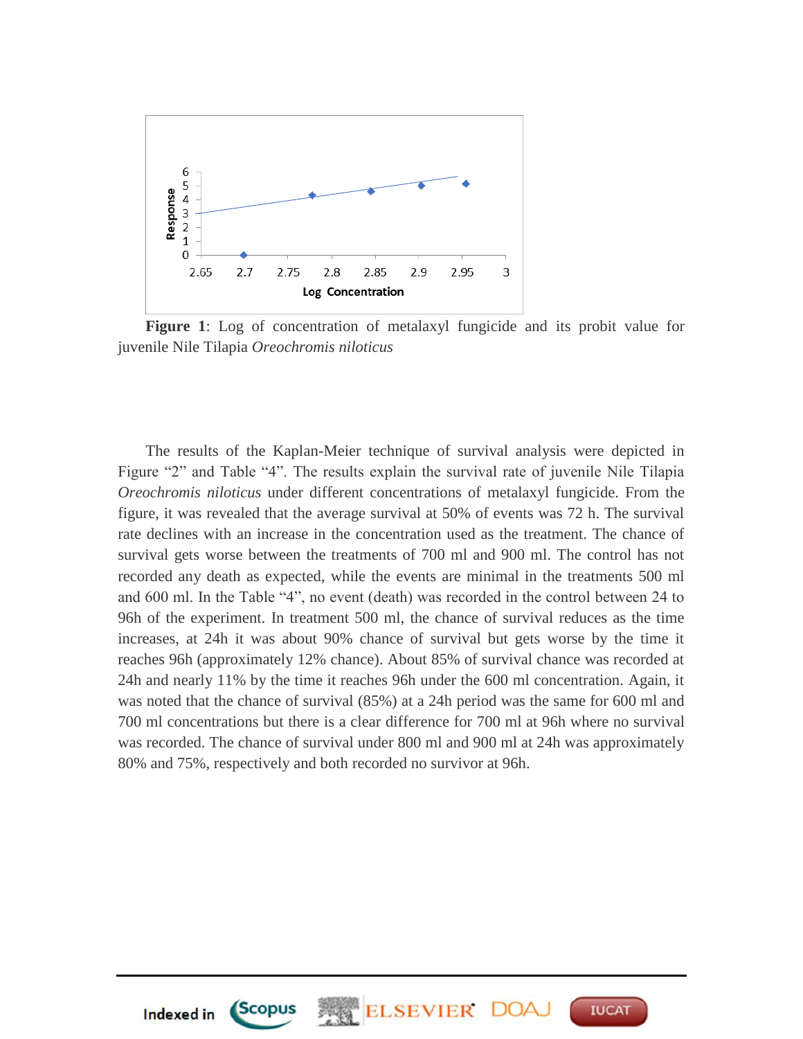**Figure 1**: Log of concentration of metalaxyl fungicide and its probit value for juvenile Nile Tilapia *Oreochromis niloticus*

The results of the Kaplan-Meier technique of survival analysis were depicted in Figure "2" and Table "4". The results explain the survival rate of juvenile Nile Tilapia *Oreochromis niloticus* under different concentrations of metalaxyl fungicide. From the figure, it was revealed that the average survival at 50% of events was 72 h. The survival rate declines with an increase in the concentration used as the treatment. The chance of survival gets worse between the treatments of 700 ml and 900 ml. The control has not recorded any death as expected, while the events are minimal in the treatments 500 ml and 600 ml. In the Table "4", no event (death) was recorded in the control between 24 to 96h of the experiment. In treatment 500 ml, the chance of survival reduces as the time increases, at 24h it was about 90% chance of survival but gets worse by the time it reaches 96h (approximately 12% chance). About 85% of survival chance was recorded at 24h and nearly 11% by the time it reaches 96h under the 600 ml concentration. Again, it was noted that the chance of survival (85%) at a 24h period was the same for 600 ml and 700 ml concentrations but there is a clear difference for 700 ml at 96h where no survival was recorded. The chance of survival under 800 ml and 900 ml at 24h was approximately 80% and 75%, respectively and both recorded no survivor at 96h.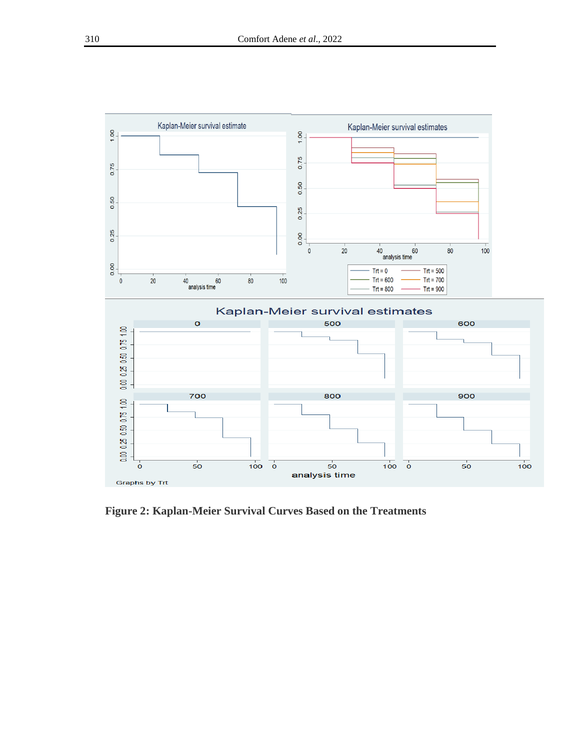**Figure 2: Kaplan-Meier Survival Curves Based on the Treatments**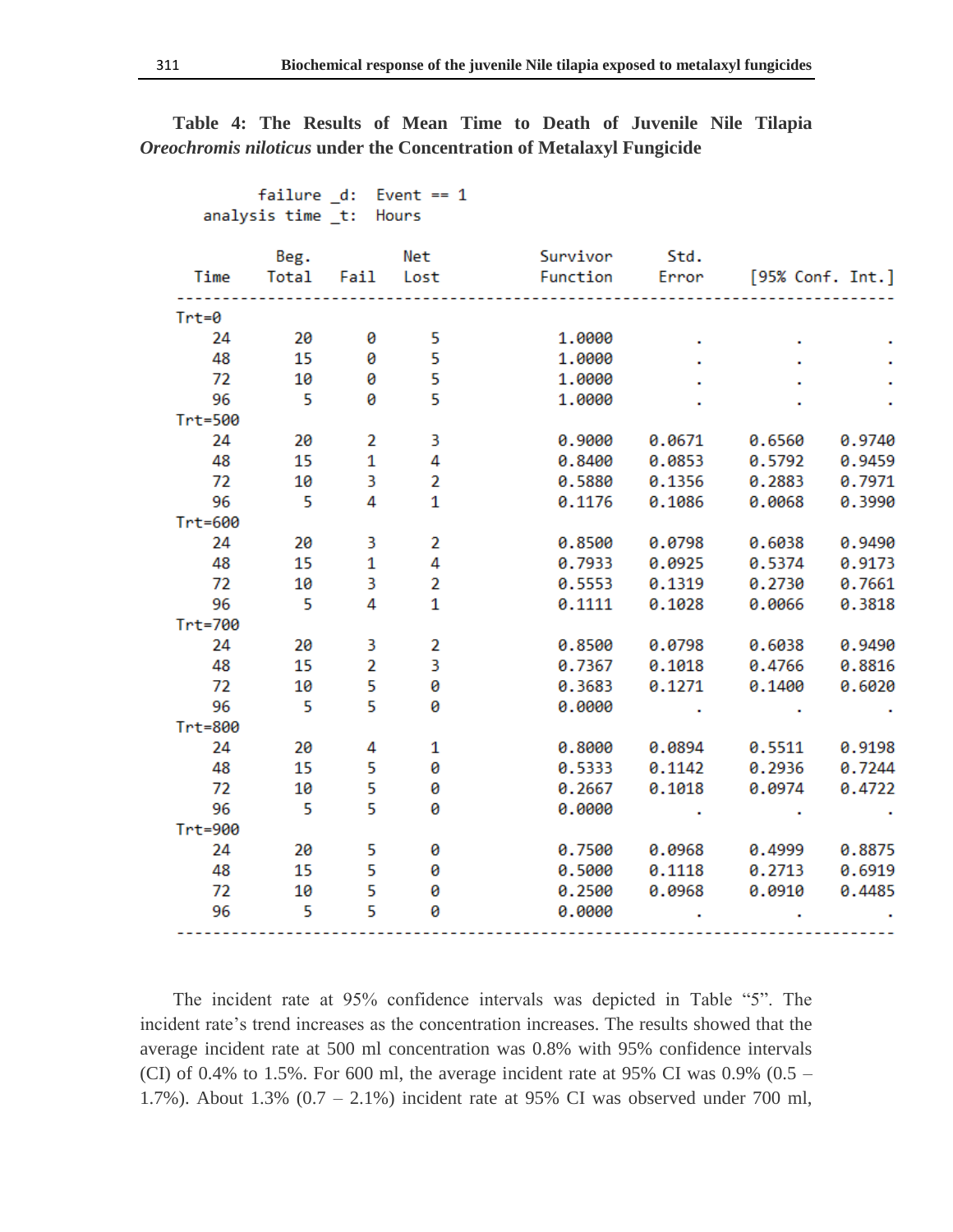**Table 4: The Results of Mean Time to Death of Juvenile Nile Tilapia *Oreochromis niloticus* under the Concentration of Metalaxyl Fungicide**

```
failure _d:  Event == 1
analysis time _t:  Hours
```

| Time | Beg. Total | Fail | Net Lost | Survivor Function | Std. Error | [95% Conf. Int.] | |
|---|---|---|---|---|---|---|---|
| Trt=0 | | | | | | | |
| 24 | 20 | 0 | 5 | 1.0000 | . | . | . |
| 48 | 15 | 0 | 5 | 1.0000 | . | . | . |
| 72 | 10 | 0 | 5 | 1.0000 | . | . | . |
| 96 | 5 | 0 | 5 | 1.0000 | . | . | . |
| Trt=500 | | | | | | | |
| 24 | 20 | 2 | 3 | 0.9000 | 0.0671 | 0.6560 | 0.9740 |
| 48 | 15 | 1 | 4 | 0.8400 | 0.0853 | 0.5792 | 0.9459 |
| 72 | 10 | 3 | 2 | 0.5880 | 0.1356 | 0.2883 | 0.7971 |
| 96 | 5 | 4 | 1 | 0.1176 | 0.1086 | 0.0068 | 0.3990 |
| Trt=600 | | | | | | | |
| 24 | 20 | 3 | 2 | 0.8500 | 0.0798 | 0.6038 | 0.9490 |
| 48 | 15 | 1 | 4 | 0.7933 | 0.0925 | 0.5374 | 0.9173 |
| 72 | 10 | 3 | 2 | 0.5553 | 0.1319 | 0.2730 | 0.7661 |
| 96 | 5 | 4 | 1 | 0.1111 | 0.1028 | 0.0066 | 0.3818 |
| Trt=700 | | | | | | | |
| 24 | 20 | 3 | 2 | 0.8500 | 0.0798 | 0.6038 | 0.9490 |
| 48 | 15 | 2 | 3 | 0.7367 | 0.1018 | 0.4766 | 0.8816 |
| 72 | 10 | 5 | 0 | 0.3683 | 0.1271 | 0.1400 | 0.6020 |
| 96 | 5 | 5 | 0 | 0.0000 | . | . | . |
| Trt=800 | | | | | | | |
| 24 | 20 | 4 | 1 | 0.8000 | 0.0894 | 0.5511 | 0.9198 |
| 48 | 15 | 5 | 0 | 0.5333 | 0.1142 | 0.2936 | 0.7244 |
| 72 | 10 | 5 | 0 | 0.2667 | 0.1018 | 0.0974 | 0.4722 |
| 96 | 5 | 5 | 0 | 0.0000 | . | . | . |
| Trt=900 | | | | | | | |
| 24 | 20 | 5 | 0 | 0.7500 | 0.0968 | 0.4999 | 0.8875 |
| 48 | 15 | 5 | 0 | 0.5000 | 0.1118 | 0.2713 | 0.6919 |
| 72 | 10 | 5 | 0 | 0.2500 | 0.0968 | 0.0910 | 0.4485 |
| 96 | 5 | 5 | 0 | 0.0000 | . | . | . |

The incident rate at 95% confidence intervals was depicted in Table "5". The incident rate's trend increases as the concentration increases. The results showed that the average incident rate at 500 ml concentration was 0.8% with 95% confidence intervals (CI) of 0.4% to 1.5%. For 600 ml, the average incident rate at 95% CI was 0.9% (0.5 – 1.7%). About 1.3% (0.7 – 2.1%) incident rate at 95% CI was observed under 700 ml,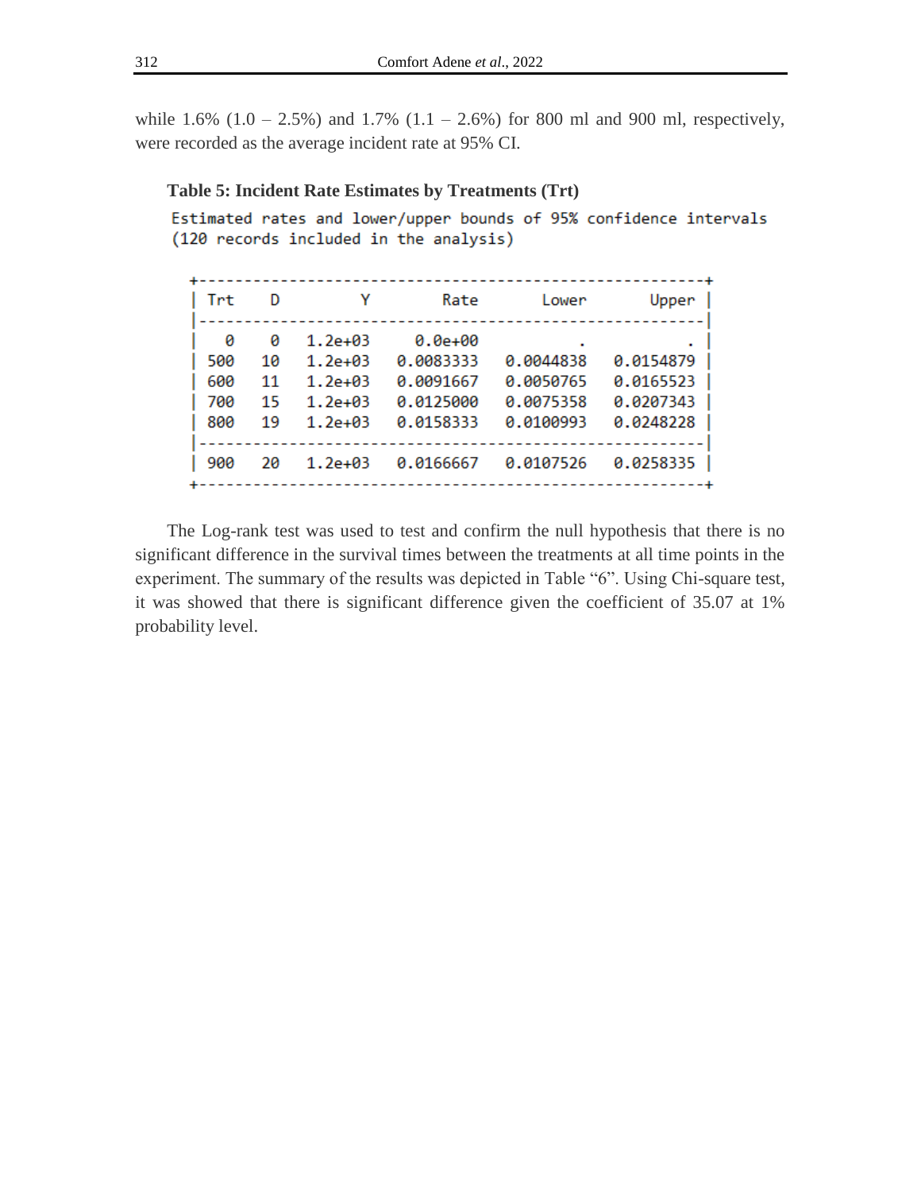while 1.6% (1.0 – 2.5%) and 1.7% (1.1 – 2.6%) for 800 ml and 900 ml, respectively, were recorded as the average incident rate at 95% CI.

**Table 5: Incident Rate Estimates by Treatments (Trt)**

Estimated rates and lower/upper bounds of 95% confidence intervals (120 records included in the analysis)

| Trt | D | Y | Rate | Lower | Upper |
|---|---|---|---|---|---|
| 0 | 0 | 1.2e+03 | 0.0e+00 | . | . |
| 500 | 10 | 1.2e+03 | 0.0083333 | 0.0044838 | 0.0154879 |
| 600 | 11 | 1.2e+03 | 0.0091667 | 0.0050765 | 0.0165523 |
| 700 | 15 | 1.2e+03 | 0.0125000 | 0.0075358 | 0.0207343 |
| 800 | 19 | 1.2e+03 | 0.0158333 | 0.0100993 | 0.0248228 |
| 900 | 20 | 1.2e+03 | 0.0166667 | 0.0107526 | 0.0258335 |

The Log-rank test was used to test and confirm the null hypothesis that there is no significant difference in the survival times between the treatments at all time points in the experiment. The summary of the results was depicted in Table "6". Using Chi-square test, it was showed that there is significant difference given the coefficient of 35.07 at 1% probability level.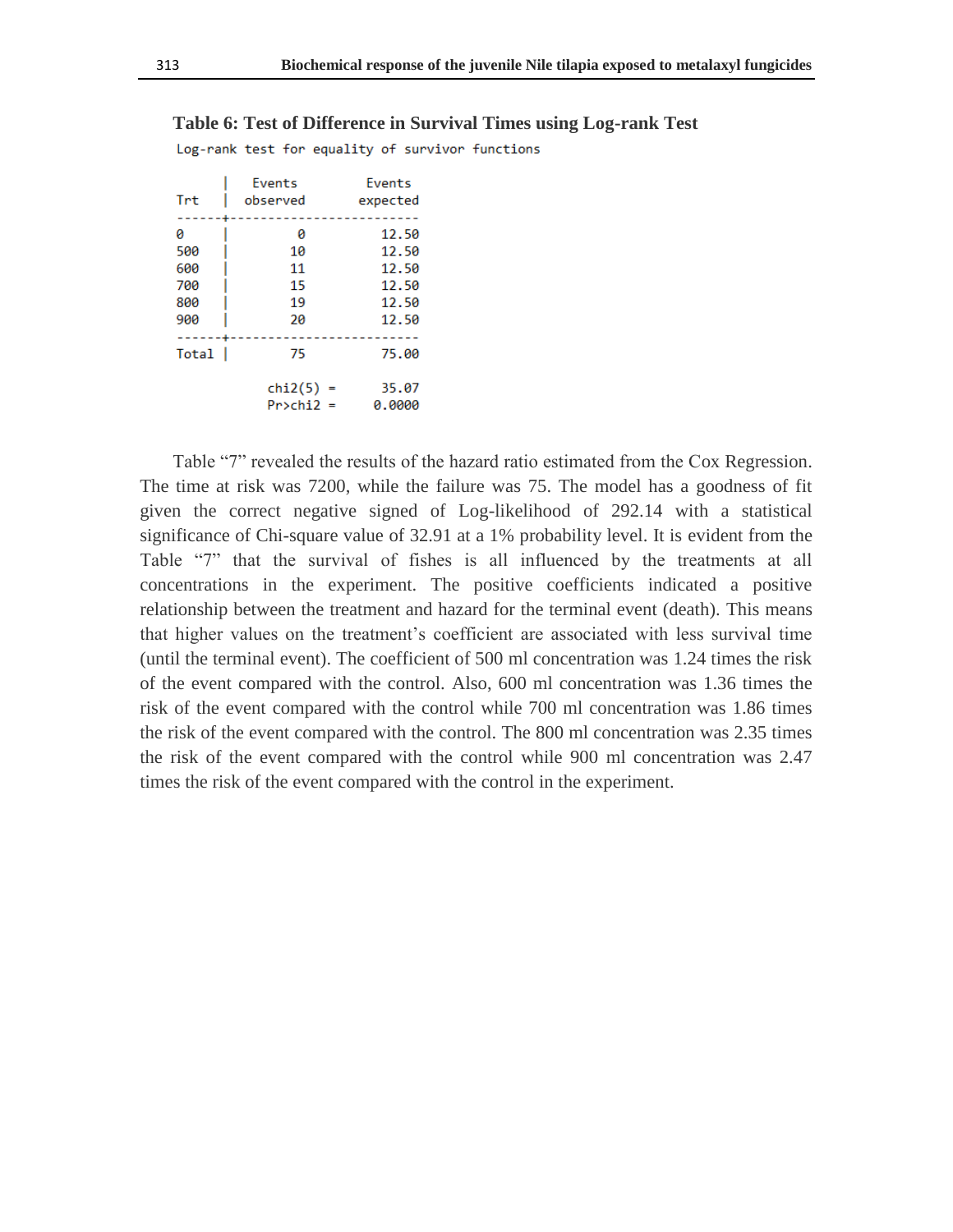**Table 6: Test of Difference in Survival Times using Log-rank Test**

Log-rank test for equality of survivor functions

| Trt | Events observed | Events expected |
|---|---|---|
| 0 | 0 | 12.50 |
| 500 | 10 | 12.50 |
| 600 | 11 | 12.50 |
| 700 | 15 | 12.50 |
| 800 | 19 | 12.50 |
| 900 | 20 | 12.50 |
| Total | 75 | 75.00 |
| | chi2(5) = | 35.07 |
| | Pr>chi2 = | 0.0000 |

Table "7" revealed the results of the hazard ratio estimated from the Cox Regression. The time at risk was 7200, while the failure was 75. The model has a goodness of fit given the correct negative signed of Log-likelihood of 292.14 with a statistical significance of Chi-square value of 32.91 at a 1% probability level. It is evident from the Table "7" that the survival of fishes is all influenced by the treatments at all concentrations in the experiment. The positive coefficients indicated a positive relationship between the treatment and hazard for the terminal event (death). This means that higher values on the treatment's coefficient are associated with less survival time (until the terminal event). The coefficient of 500 ml concentration was 1.24 times the risk of the event compared with the control. Also, 600 ml concentration was 1.36 times the risk of the event compared with the control while 700 ml concentration was 1.86 times the risk of the event compared with the control. The 800 ml concentration was 2.35 times the risk of the event compared with the control while 900 ml concentration was 2.47 times the risk of the event compared with the control in the experiment.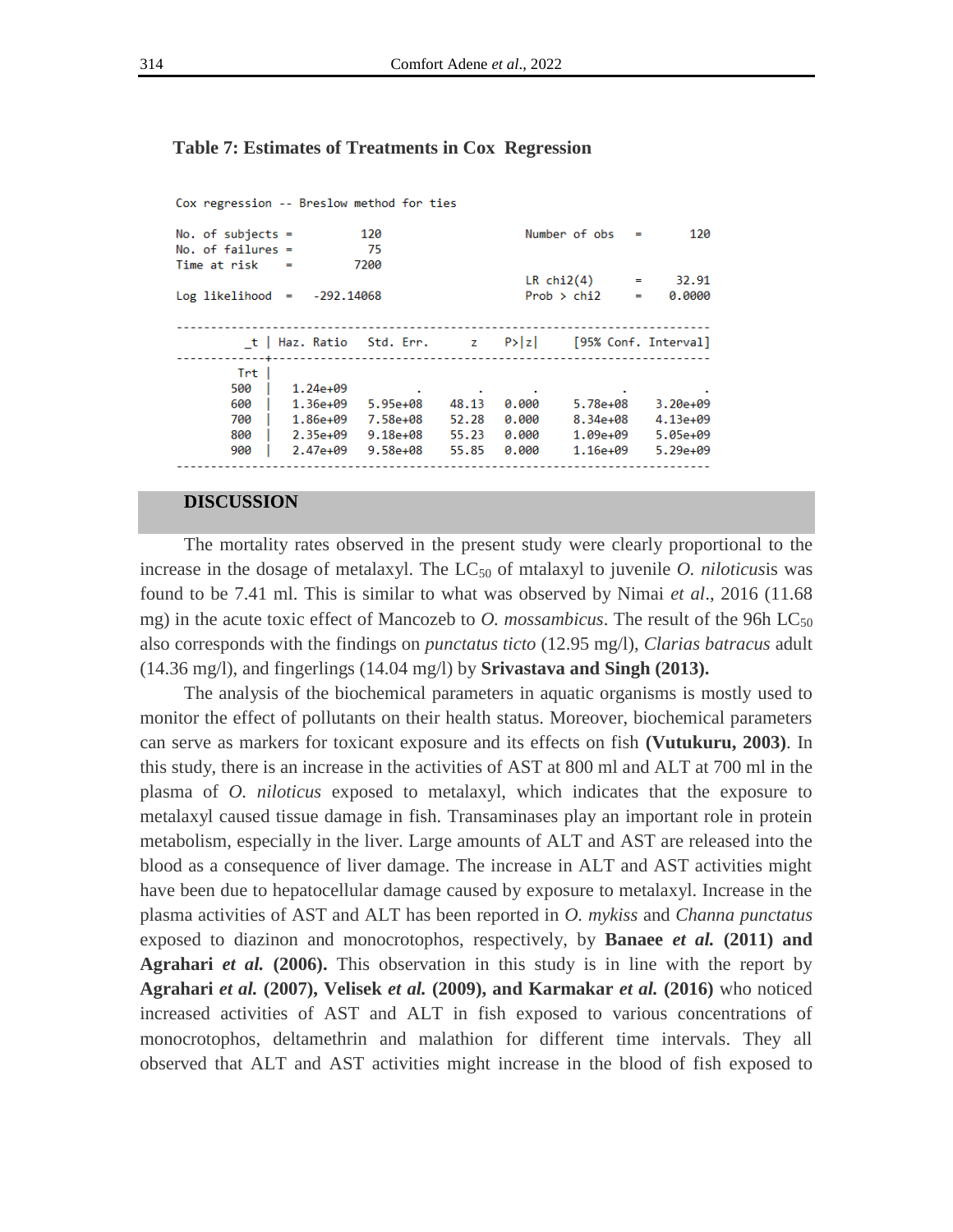**Table 7: Estimates of Treatments in Cox Regression**

```
Cox regression -- Breslow method for ties

No. of subjects =          120                  Number of obs   =        120
No. of failures =           75
Time at risk    =         7200
                                                LR chi2(4)      =      32.91
Log likelihood  =   -292.14068                  Prob > chi2     =     0.0000

------------------------------------------------------------------------------
          _t | Haz. Ratio   Std. Err.      z    P>|z|     [95% Conf. Interval]
-------------+----------------------------------------------------------------
         Trt |
        500  |   1.24e+09          .        .       .            .           .
        600  |   1.36e+09   5.95e+08    48.13   0.000     5.78e+08    3.20e+09
        700  |   1.86e+09   7.58e+08    52.28   0.000     8.34e+08    4.13e+09
        800  |   2.35e+09   9.18e+08    55.23   0.000     1.09e+09    5.05e+09
        900  |   2.47e+09   9.58e+08    55.85   0.000     1.16e+09    5.29e+09
------------------------------------------------------------------------------
```

## DISCUSSION

The mortality rates observed in the present study were clearly proportional to the increase in the dosage of metalaxyl. The $LC_{50}$ of mtalaxyl to juvenile *O. niloticus*is was found to be 7.41 ml. This is similar to what was observed by Nimai *et al*., 2016 (11.68 mg) in the acute toxic effect of Mancozeb to *O. mossambicus*. The result of the 96h $LC_{50}$ also corresponds with the findings on *punctatus ticto* (12.95 mg/l), *Clarias batracus* adult (14.36 mg/l), and fingerlings (14.04 mg/l) by **Srivastava and Singh (2013).**

The analysis of the biochemical parameters in aquatic organisms is mostly used to monitor the effect of pollutants on their health status. Moreover, biochemical parameters can serve as markers for toxicant exposure and its effects on fish **(Vutukuru, 2003)**. In this study, there is an increase in the activities of AST at 800 ml and ALT at 700 ml in the plasma of *O. niloticus* exposed to metalaxyl, which indicates that the exposure to metalaxyl caused tissue damage in fish. Transaminases play an important role in protein metabolism, especially in the liver. Large amounts of ALT and AST are released into the blood as a consequence of liver damage. The increase in ALT and AST activities might have been due to hepatocellular damage caused by exposure to metalaxyl. Increase in the plasma activities of AST and ALT has been reported in *O. mykiss* and *Channa punctatus* exposed to diazinon and monocrotophos, respectively, by **Banaee *et al.* (2011) and Agrahari *et al.* (2006).** This observation in this study is in line with the report by **Agrahari *et al.* (2007), Velisek *et al.* (2009), and Karmakar *et al.* (2016)** who noticed increased activities of AST and ALT in fish exposed to various concentrations of monocrotophos, deltamethrin and malathion for different time intervals. They all observed that ALT and AST activities might increase in the blood of fish exposed to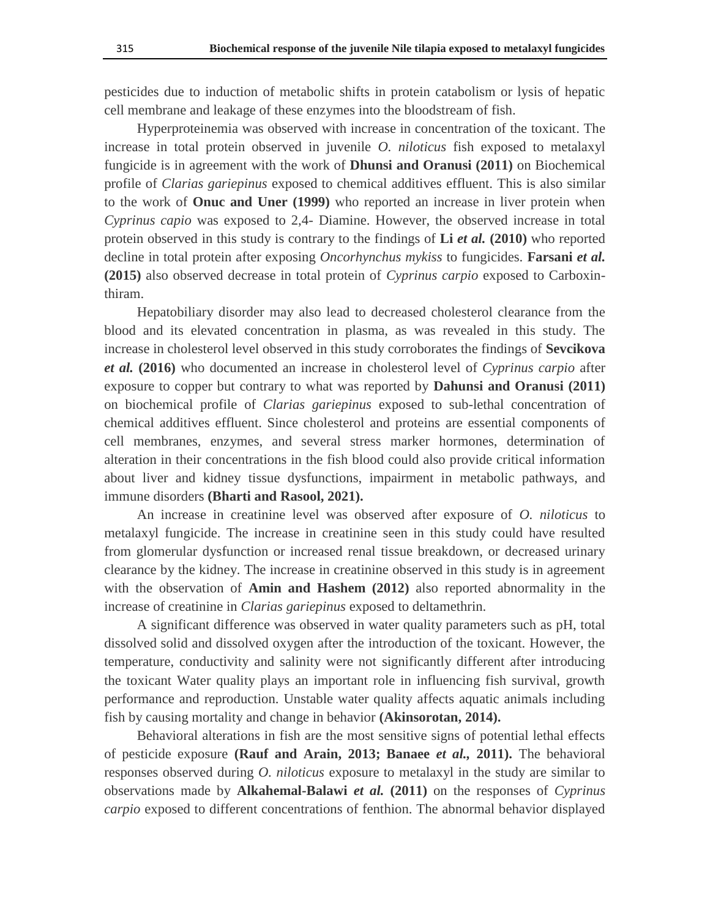pesticides due to induction of metabolic shifts in protein catabolism or lysis of hepatic cell membrane and leakage of these enzymes into the bloodstream of fish.

Hyperproteinemia was observed with increase in concentration of the toxicant. The increase in total protein observed in juvenile *O. niloticus* fish exposed to metalaxyl fungicide is in agreement with the work of **Dhunsi and Oranusi (2011)** on Biochemical profile of *Clarias gariepinus* exposed to chemical additives effluent. This is also similar to the work of **Onuc and Uner (1999)** who reported an increase in liver protein when *Cyprinus capio* was exposed to 2,4- Diamine. However, the observed increase in total protein observed in this study is contrary to the findings of **Li *et al.* (2010)** who reported decline in total protein after exposing *Oncorhynchus mykiss* to fungicides. **Farsani *et al.* (2015)** also observed decrease in total protein of *Cyprinus carpio* exposed to Carboxin-thiram.

Hepatobiliary disorder may also lead to decreased cholesterol clearance from the blood and its elevated concentration in plasma, as was revealed in this study. The increase in cholesterol level observed in this study corroborates the findings of **Sevcikova *et al.* (2016)** who documented an increase in cholesterol level of *Cyprinus carpio* after exposure to copper but contrary to what was reported by **Dahunsi and Oranusi (2011)** on biochemical profile of *Clarias gariepinus* exposed to sub-lethal concentration of chemical additives effluent. Since cholesterol and proteins are essential components of cell membranes, enzymes, and several stress marker hormones, determination of alteration in their concentrations in the fish blood could also provide critical information about liver and kidney tissue dysfunctions, impairment in metabolic pathways, and immune disorders **(Bharti and Rasool, 2021).**

An increase in creatinine level was observed after exposure of *O. niloticus* to metalaxyl fungicide. The increase in creatinine seen in this study could have resulted from glomerular dysfunction or increased renal tissue breakdown, or decreased urinary clearance by the kidney. The increase in creatinine observed in this study is in agreement with the observation of **Amin and Hashem (2012)** also reported abnormality in the increase of creatinine in *Clarias gariepinus* exposed to deltamethrin.

A significant difference was observed in water quality parameters such as pH, total dissolved solid and dissolved oxygen after the introduction of the toxicant. However, the temperature, conductivity and salinity were not significantly different after introducing the toxicant Water quality plays an important role in influencing fish survival, growth performance and reproduction. Unstable water quality affects aquatic animals including fish by causing mortality and change in behavior **(Akinsorotan, 2014).**

Behavioral alterations in fish are the most sensitive signs of potential lethal effects of pesticide exposure **(Rauf and Arain, 2013; Banaee *et al.*, 2011).** The behavioral responses observed during *O. niloticus* exposure to metalaxyl in the study are similar to observations made by **Alkahemal-Balawi *et al.* (2011)** on the responses of *Cyprinus carpio* exposed to different concentrations of fenthion. The abnormal behavior displayed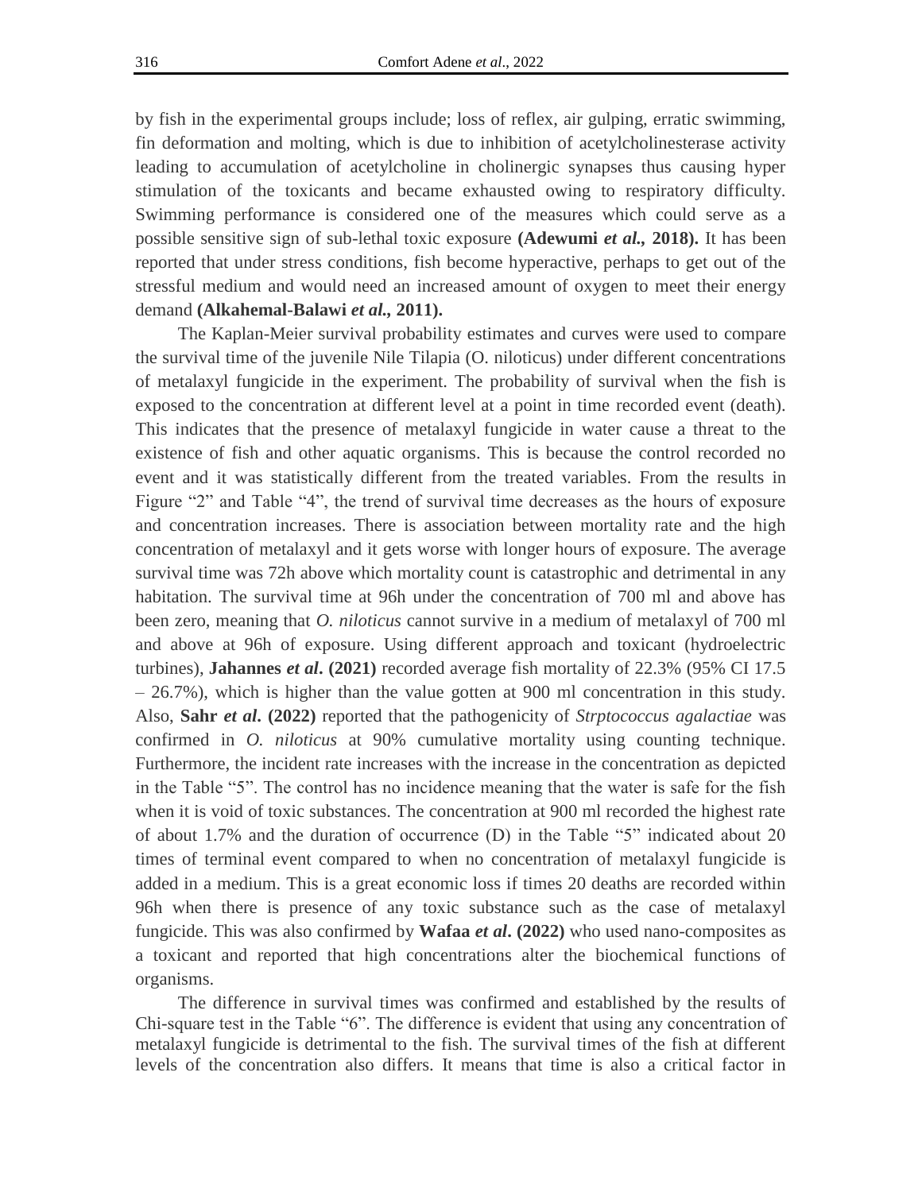by fish in the experimental groups include; loss of reflex, air gulping, erratic swimming, fin deformation and molting, which is due to inhibition of acetylcholinesterase activity leading to accumulation of acetylcholine in cholinergic synapses thus causing hyper stimulation of the toxicants and became exhausted owing to respiratory difficulty. Swimming performance is considered one of the measures which could serve as a possible sensitive sign of sub-lethal toxic exposure **(Adewumi *et al.,* 2018).** It has been reported that under stress conditions, fish become hyperactive, perhaps to get out of the stressful medium and would need an increased amount of oxygen to meet their energy demand **(Alkahemal-Balawi *et al.,* 2011).**

The Kaplan-Meier survival probability estimates and curves were used to compare the survival time of the juvenile Nile Tilapia (O. niloticus) under different concentrations of metalaxyl fungicide in the experiment. The probability of survival when the fish is exposed to the concentration at different level at a point in time recorded event (death). This indicates that the presence of metalaxyl fungicide in water cause a threat to the existence of fish and other aquatic organisms. This is because the control recorded no event and it was statistically different from the treated variables. From the results in Figure "2" and Table "4", the trend of survival time decreases as the hours of exposure and concentration increases. There is association between mortality rate and the high concentration of metalaxyl and it gets worse with longer hours of exposure. The average survival time was 72h above which mortality count is catastrophic and detrimental in any habitation. The survival time at 96h under the concentration of 700 ml and above has been zero, meaning that *O. niloticus* cannot survive in a medium of metalaxyl of 700 ml and above at 96h of exposure. Using different approach and toxicant (hydroelectric turbines), **Jahannes *et al*. (2021)** recorded average fish mortality of 22.3% (95% CI 17.5 – 26.7%), which is higher than the value gotten at 900 ml concentration in this study. Also, **Sahr *et al*. (2022)** reported that the pathogenicity of *Strptococcus agalactiae* was confirmed in *O. niloticus* at 90% cumulative mortality using counting technique. Furthermore, the incident rate increases with the increase in the concentration as depicted in the Table "5". The control has no incidence meaning that the water is safe for the fish when it is void of toxic substances. The concentration at 900 ml recorded the highest rate of about 1.7% and the duration of occurrence (D) in the Table "5" indicated about 20 times of terminal event compared to when no concentration of metalaxyl fungicide is added in a medium. This is a great economic loss if times 20 deaths are recorded within 96h when there is presence of any toxic substance such as the case of metalaxyl fungicide. This was also confirmed by **Wafaa *et al*. (2022)** who used nano-composites as a toxicant and reported that high concentrations alter the biochemical functions of organisms.

The difference in survival times was confirmed and established by the results of Chi-square test in the Table "6". The difference is evident that using any concentration of metalaxyl fungicide is detrimental to the fish. The survival times of the fish at different levels of the concentration also differs. It means that time is also a critical factor in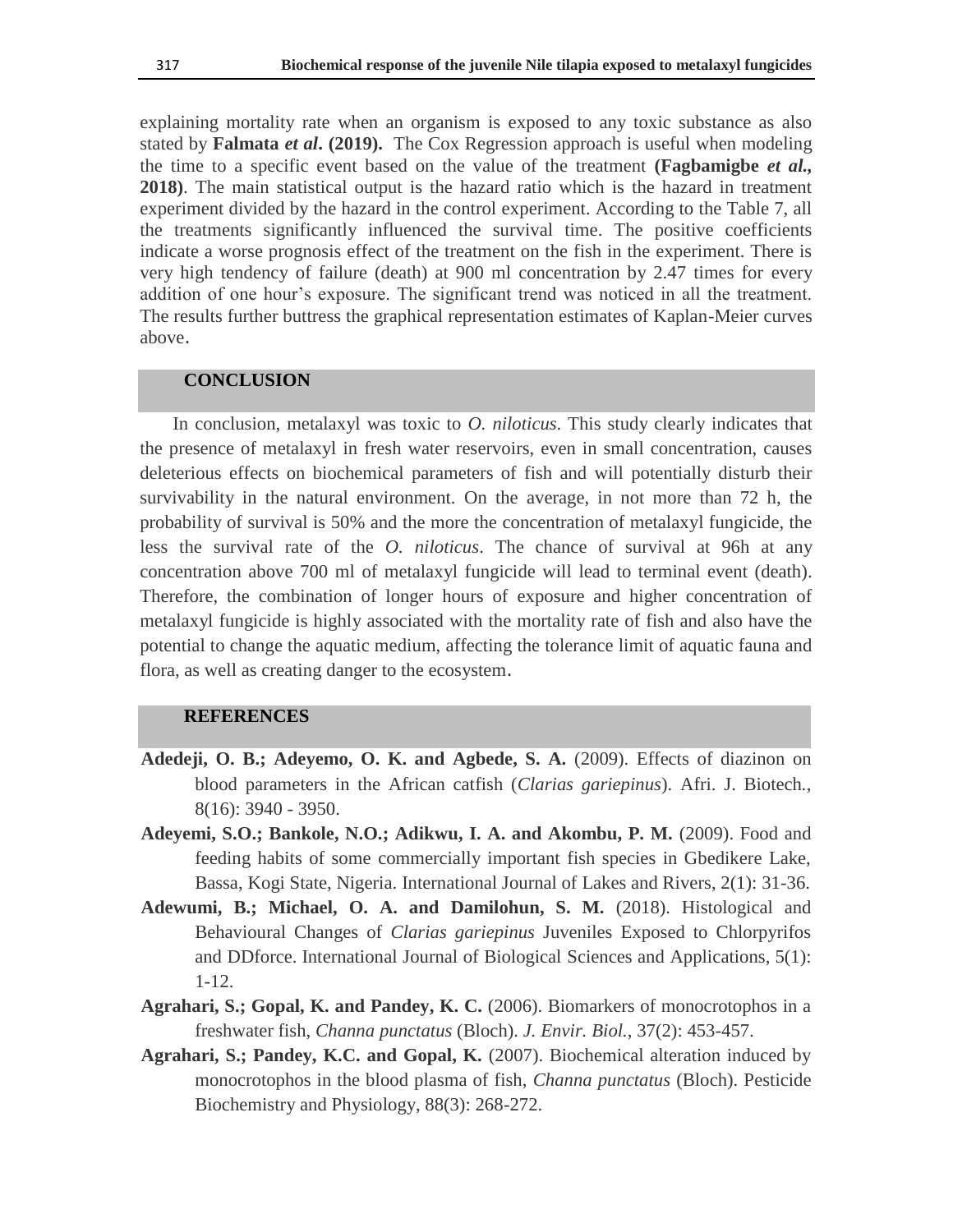explaining mortality rate when an organism is exposed to any toxic substance as also stated by **Falmata *et al*. (2019).** The Cox Regression approach is useful when modeling the time to a specific event based on the value of the treatment **(Fagbamigbe *et al.*, 2018)**. The main statistical output is the hazard ratio which is the hazard in treatment experiment divided by the hazard in the control experiment. According to the Table 7, all the treatments significantly influenced the survival time. The positive coefficients indicate a worse prognosis effect of the treatment on the fish in the experiment. There is very high tendency of failure (death) at 900 ml concentration by 2.47 times for every addition of one hour's exposure. The significant trend was noticed in all the treatment. The results further buttress the graphical representation estimates of Kaplan-Meier curves above.

## CONCLUSION

In conclusion, metalaxyl was toxic to *O. niloticus*. This study clearly indicates that the presence of metalaxyl in fresh water reservoirs, even in small concentration, causes deleterious effects on biochemical parameters of fish and will potentially disturb their survivability in the natural environment. On the average, in not more than 72 h, the probability of survival is 50% and the more the concentration of metalaxyl fungicide, the less the survival rate of the *O. niloticus*. The chance of survival at 96h at any concentration above 700 ml of metalaxyl fungicide will lead to terminal event (death). Therefore, the combination of longer hours of exposure and higher concentration of metalaxyl fungicide is highly associated with the mortality rate of fish and also have the potential to change the aquatic medium, affecting the tolerance limit of aquatic fauna and flora, as well as creating danger to the ecosystem.

## REFERENCES

**Adedeji, O. B.; Adeyemo, O. K. and Agbede, S. A.** (2009). Effects of diazinon on blood parameters in the African catfish (*Clarias gariepinus*). Afri. J. Biotech., 8(16): 3940 - 3950.

**Adeyemi, S.O.; Bankole, N.O.; Adikwu, I. A. and Akombu, P. M.** (2009). Food and feeding habits of some commercially important fish species in Gbedikere Lake, Bassa, Kogi State, Nigeria. International Journal of Lakes and Rivers, 2(1): 31-36.

**Adewumi, B.; Michael, O. A. and Damilohun, S. M.** (2018). Histological and Behavioural Changes of *Clarias gariepinus* Juveniles Exposed to Chlorpyrifos and DDforce. International Journal of Biological Sciences and Applications, 5(1): 1-12.

**Agrahari, S.; Gopal, K. and Pandey, K. C.** (2006). Biomarkers of monocrotophos in a freshwater fish, *Channa punctatus* (Bloch). *J. Envir. Biol.*, 37(2): 453-457.

**Agrahari, S.; Pandey, K.C. and Gopal, K.** (2007). Biochemical alteration induced by monocrotophos in the blood plasma of fish, *Channa punctatus* (Bloch). Pesticide Biochemistry and Physiology, 88(3): 268-272.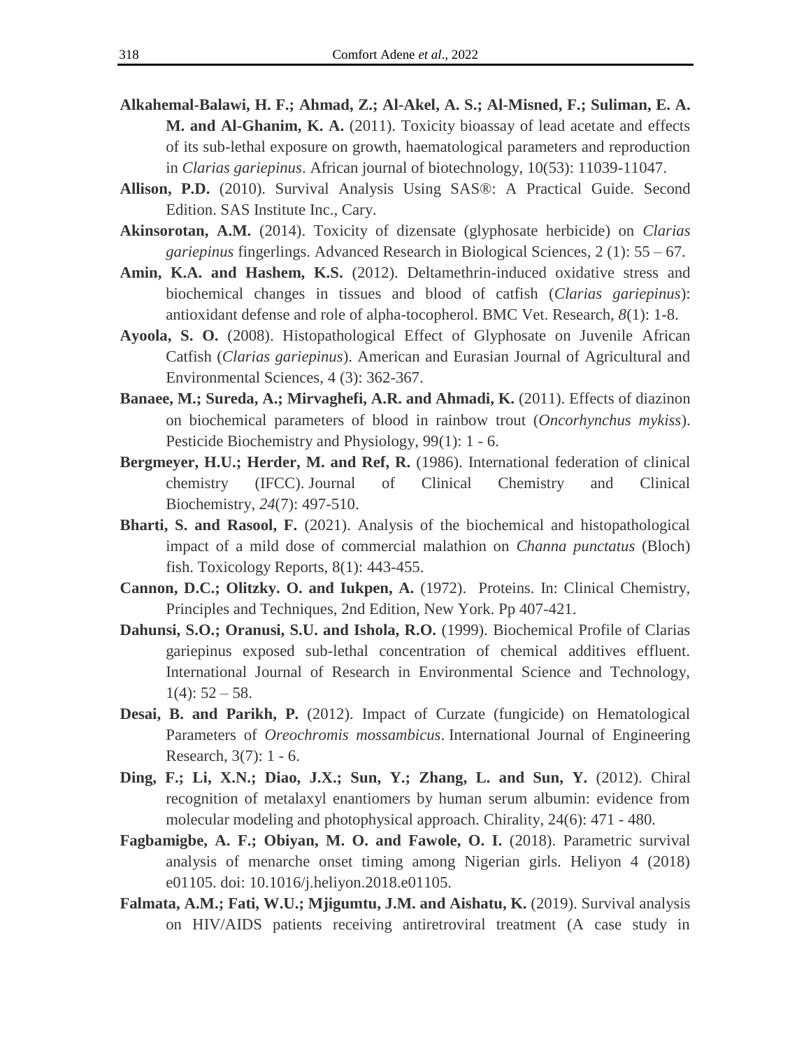**Alkahemal-Balawi, H. F.; Ahmad, Z.; Al-Akel, A. S.; Al-Misned, F.; Suliman, E. A. M. and Al-Ghanim, K. A.** (2011). Toxicity bioassay of lead acetate and effects of its sub-lethal exposure on growth, haematological parameters and reproduction in *Clarias gariepinus*. African journal of biotechnology, 10(53): 11039-11047.

**Allison, P.D.** (2010). Survival Analysis Using SAS®: A Practical Guide. Second Edition. SAS Institute Inc., Cary.

**Akinsorotan, A.M.** (2014). Toxicity of dizensate (glyphosate herbicide) on *Clarias gariepinus* fingerlings. Advanced Research in Biological Sciences, 2 (1): 55 – 67.

**Amin, K.A. and Hashem, K.S.** (2012). Deltamethrin-induced oxidative stress and biochemical changes in tissues and blood of catfish (*Clarias gariepinus*): antioxidant defense and role of alpha-tocopherol. BMC Vet. Research, *8*(1): 1-8.

**Ayoola, S. O.** (2008). Histopathological Effect of Glyphosate on Juvenile African Catfish (*Clarias gariepinus*). American and Eurasian Journal of Agricultural and Environmental Sciences, 4 (3): 362-367.

**Banaee, M.; Sureda, A.; Mirvaghefi, A.R. and Ahmadi, K.** (2011). Effects of diazinon on biochemical parameters of blood in rainbow trout (*Oncorhynchus mykiss*). Pesticide Biochemistry and Physiology, 99(1): 1 - 6.

**Bergmeyer, H.U.; Herder, M. and Ref, R.** (1986). International federation of clinical chemistry (IFCC). Journal of Clinical Chemistry and Clinical Biochemistry, *24*(7): 497-510.

**Bharti, S. and Rasool, F.** (2021). Analysis of the biochemical and histopathological impact of a mild dose of commercial malathion on *Channa punctatus* (Bloch) fish. Toxicology Reports, 8(1): 443-455.

**Cannon, D.C.; Olitzky. O. and Iukpen, A.** (1972). Proteins. In: Clinical Chemistry, Principles and Techniques, 2nd Edition, New York. Pp 407-421.

**Dahunsi, S.O.; Oranusi, S.U. and Ishola, R.O.** (1999). Biochemical Profile of Clarias gariepinus exposed sub-lethal concentration of chemical additives effluent. International Journal of Research in Environmental Science and Technology, 1(4): 52 – 58.

**Desai, B. and Parikh, P.** (2012). Impact of Curzate (fungicide) on Hematological Parameters of *Oreochromis mossambicus*. International Journal of Engineering Research, 3(7): 1 - 6.

**Ding, F.; Li, X.N.; Diao, J.X.; Sun, Y.; Zhang, L. and Sun, Y.** (2012). Chiral recognition of metalaxyl enantiomers by human serum albumin: evidence from molecular modeling and photophysical approach. Chirality, 24(6): 471 - 480.

**Fagbamigbe, A. F.; Obiyan, M. O. and Fawole, O. I.** (2018). Parametric survival analysis of menarche onset timing among Nigerian girls. Heliyon 4 (2018) e01105. doi: 10.1016/j.heliyon.2018.e01105.

**Falmata, A.M.; Fati, W.U.; Mjigumtu, J.M. and Aishatu, K.** (2019). Survival analysis on HIV/AIDS patients receiving antiretroviral treatment (A case study in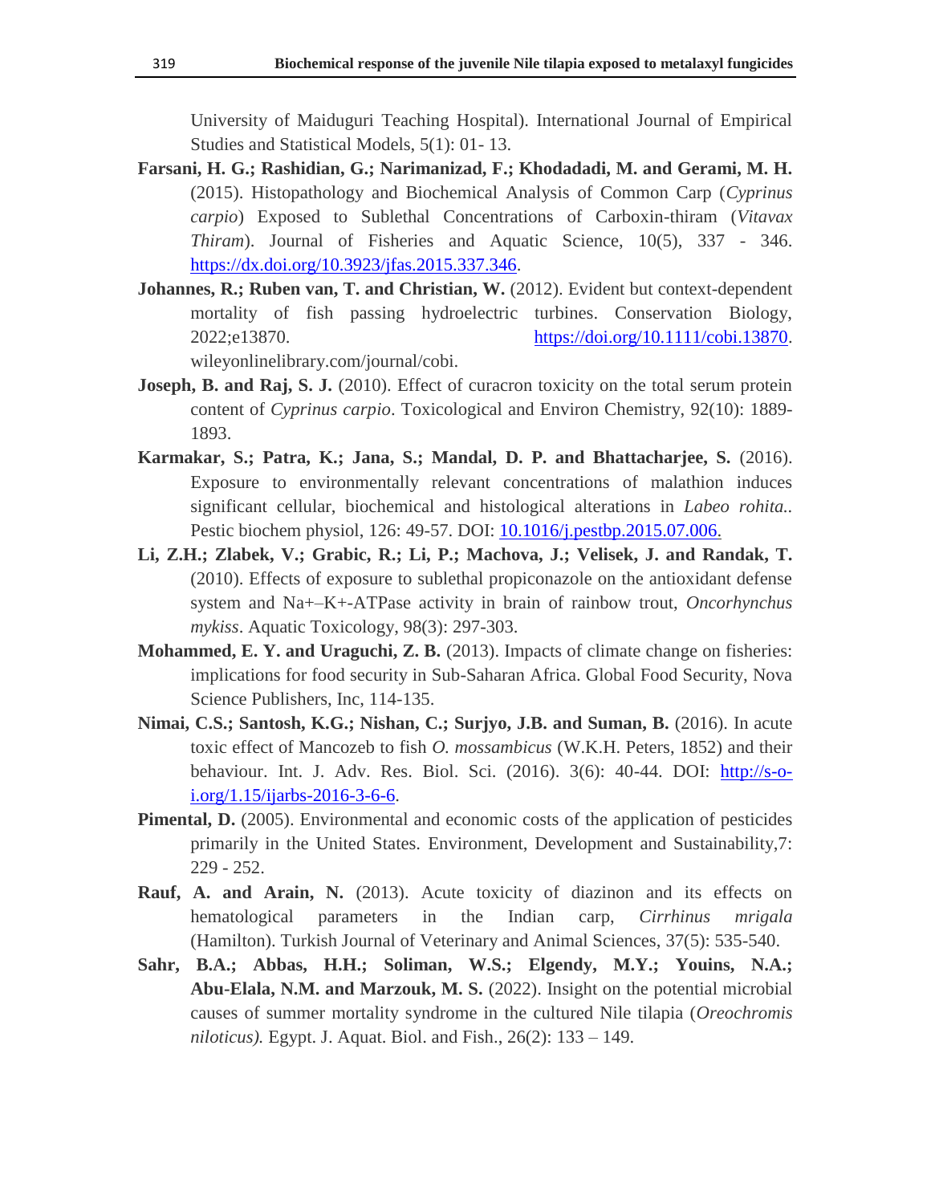University of Maiduguri Teaching Hospital). International Journal of Empirical Studies and Statistical Models, 5(1): 01- 13.

**Farsani, H. G.; Rashidian, G.; Narimanizad, F.; Khodadadi, M. and Gerami, M. H.** (2015). Histopathology and Biochemical Analysis of Common Carp (*Cyprinus carpio*) Exposed to Sublethal Concentrations of Carboxin-thiram (*Vitavax Thiram*). Journal of Fisheries and Aquatic Science, 10(5), 337 - 346. https://dx.doi.org/10.3923/jfas.2015.337.346.

**Johannes, R.; Ruben van, T. and Christian, W.** (2012). Evident but context-dependent mortality of fish passing hydroelectric turbines. Conservation Biology, 2022;e13870. https://doi.org/10.1111/cobi.13870. wileyonlinelibrary.com/journal/cobi.

**Joseph, B. and Raj, S. J.** (2010). Effect of curacron toxicity on the total serum protein content of *Cyprinus carpio*. Toxicological and Environ Chemistry, 92(10): 1889-1893.

**Karmakar, S.; Patra, K.; Jana, S.; Mandal, D. P. and Bhattacharjee, S.** (2016). Exposure to environmentally relevant concentrations of malathion induces significant cellular, biochemical and histological alterations in *Labeo rohita.*. Pestic biochem physiol, 126: 49-57. DOI: 10.1016/j.pestbp.2015.07.006.

**Li, Z.H.; Zlabek, V.; Grabic, R.; Li, P.; Machova, J.; Velisek, J. and Randak, T.** (2010). Effects of exposure to sublethal propiconazole on the antioxidant defense system and Na+–K+-ATPase activity in brain of rainbow trout, *Oncorhynchus mykiss*. Aquatic Toxicology, 98(3): 297-303.

**Mohammed, E. Y. and Uraguchi, Z. B.** (2013). Impacts of climate change on fisheries: implications for food security in Sub-Saharan Africa. Global Food Security, Nova Science Publishers, Inc, 114-135.

**Nimai, C.S.; Santosh, K.G.; Nishan, C.; Surjyo, J.B. and Suman, B.** (2016). In acute toxic effect of Mancozeb to fish *O. mossambicus* (W.K.H. Peters, 1852) and their behaviour. Int. J. Adv. Res. Biol. Sci. (2016). 3(6): 40-44. DOI: http://s-o-i.org/1.15/ijarbs-2016-3-6-6.

**Pimental, D.** (2005). Environmental and economic costs of the application of pesticides primarily in the United States. Environment, Development and Sustainability,7: 229 - 252.

**Rauf, A. and Arain, N.** (2013). Acute toxicity of diazinon and its effects on hematological parameters in the Indian carp, *Cirrhinus mrigala* (Hamilton). Turkish Journal of Veterinary and Animal Sciences, 37(5): 535-540.

**Sahr, B.A.; Abbas, H.H.; Soliman, W.S.; Elgendy, M.Y.; Youins, N.A.; Abu-Elala, N.M. and Marzouk, M. S.** (2022). Insight on the potential microbial causes of summer mortality syndrome in the cultured Nile tilapia (*Oreochromis niloticus).* Egypt. J. Aquat. Biol. and Fish., 26(2): 133 – 149.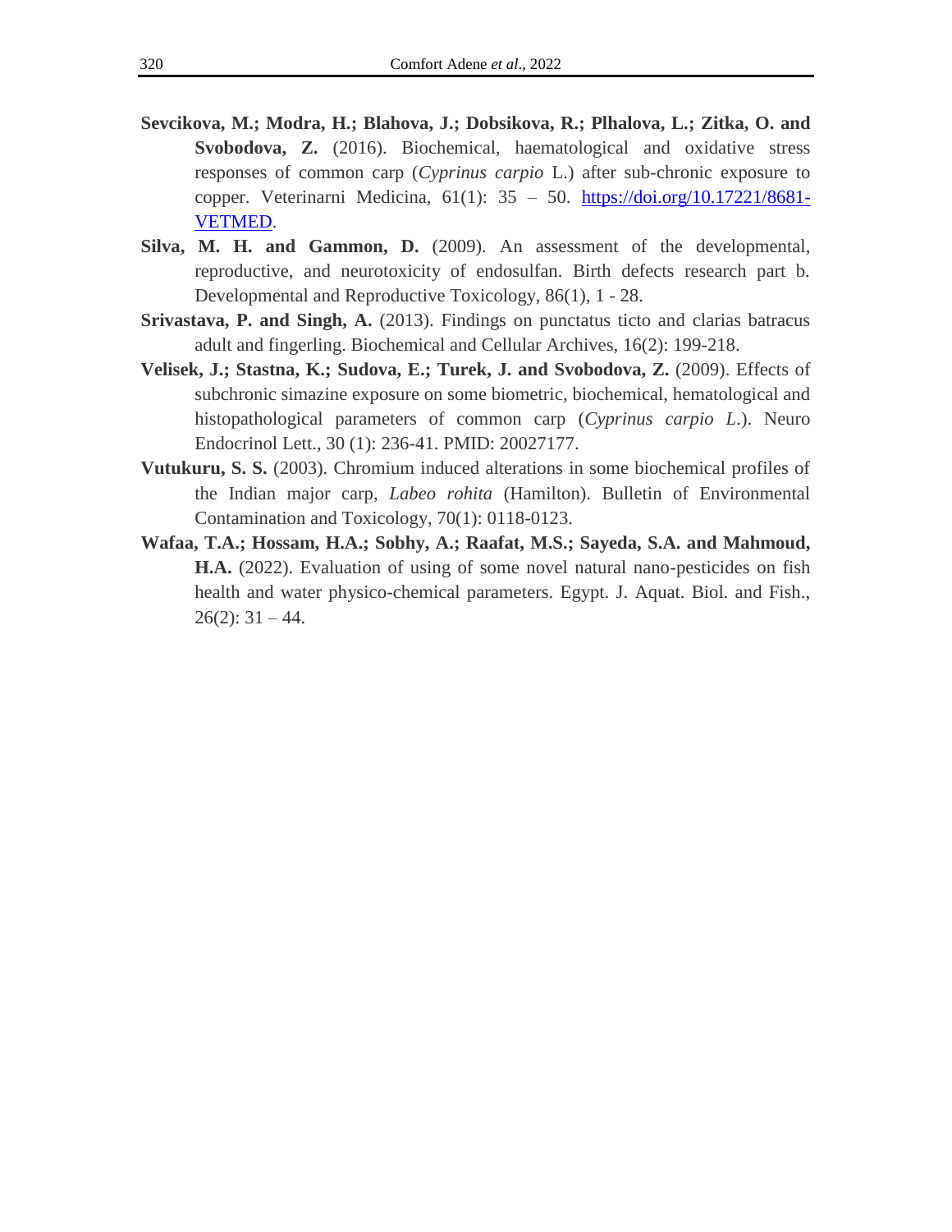**Sevcikova, M.; Modra, H.; Blahova, J.; Dobsikova, R.; Plhalova, L.; Zitka, O. and Svobodova, Z.** (2016). Biochemical, haematological and oxidative stress responses of common carp (*Cyprinus carpio* L.) after sub-chronic exposure to copper. Veterinarni Medicina, 61(1): 35 – 50. https://doi.org/10.17221/8681-VETMED.

**Silva, M. H. and Gammon, D.** (2009). An assessment of the developmental, reproductive, and neurotoxicity of endosulfan. Birth defects research part b. Developmental and Reproductive Toxicology, 86(1), 1 - 28.

**Srivastava, P. and Singh, A.** (2013). Findings on punctatus ticto and clarias batracus adult and fingerling. Biochemical and Cellular Archives, 16(2): 199-218.

**Velisek, J.; Stastna, K.; Sudova, E.; Turek, J. and Svobodova, Z.** (2009). Effects of subchronic simazine exposure on some biometric, biochemical, hematological and histopathological parameters of common carp (*Cyprinus carpio L*.). Neuro Endocrinol Lett., 30 (1): 236-41. PMID: 20027177.

**Vutukuru, S. S.** (2003). Chromium induced alterations in some biochemical profiles of the Indian major carp, *Labeo rohita* (Hamilton). Bulletin of Environmental Contamination and Toxicology, 70(1): 0118-0123.

**Wafaa, T.A.; Hossam, H.A.; Sobhy, A.; Raafat, M.S.; Sayeda, S.A. and Mahmoud, H.A.** (2022). Evaluation of using of some novel natural nano-pesticides on fish health and water physico-chemical parameters. Egypt. J. Aquat. Biol. and Fish., 26(2): 31 – 44.